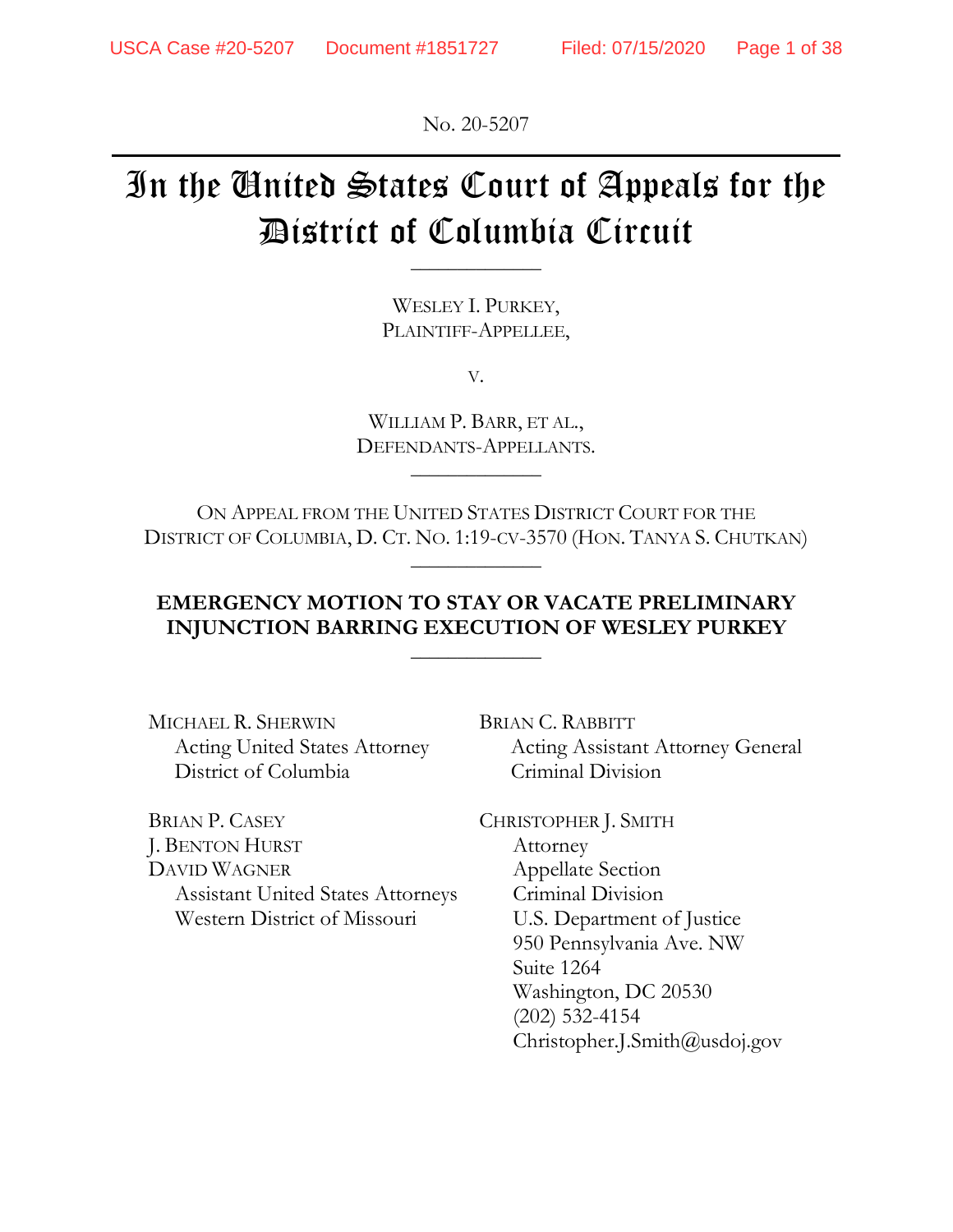No. 20-5207

# In the United States Court of Appeals for the District of Columbia Circuit

WESLEY I. PURKEY,
PLAINTIFF-APPELLEE,

v.

WILLIAM P. BARR, ET AL.,
DEFENDANTS-APPELLANTS.

ON APPEAL FROM THE UNITED STATES DISTRICT COURT FOR THE DISTRICT OF COLUMBIA, D. CT. NO. 1:19-CV-3570 (HON. TANYA S. CHUTKAN)

**EMERGENCY MOTION TO STAY OR VACATE PRELIMINARY INJUNCTION BARRING EXECUTION OF WESLEY PURKEY**

MICHAEL R. SHERWIN
Acting United States Attorney
District of Columbia

BRIAN P. CASEY
J. BENTON HURST
DAVID WAGNER
Assistant United States Attorneys
Western District of Missouri

BRIAN C. RABBITT
Acting Assistant Attorney General
Criminal Division

CHRISTOPHER J. SMITH
Attorney
Appellate Section
Criminal Division
U.S. Department of Justice
950 Pennsylvania Ave. NW
Suite 1264
Washington, DC 20530
(202) 532-4154
Christopher.J.Smith@usdoj.gov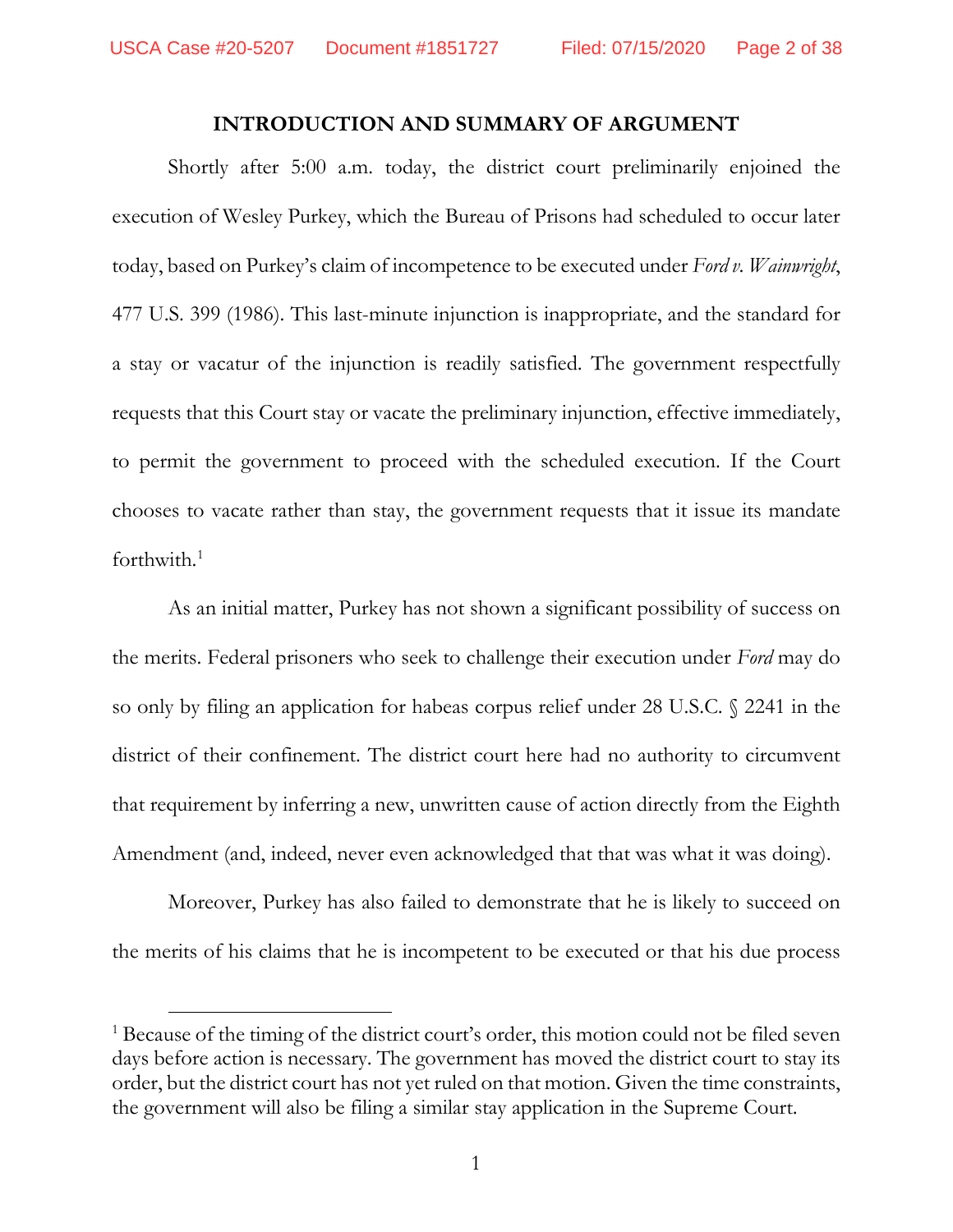## INTRODUCTION AND SUMMARY OF ARGUMENT

Shortly after 5:00 a.m. today, the district court preliminarily enjoined the execution of Wesley Purkey, which the Bureau of Prisons had scheduled to occur later today, based on Purkey's claim of incompetence to be executed under *Ford v. Wainwright*, 477 U.S. 399 (1986). This last-minute injunction is inappropriate, and the standard for a stay or vacatur of the injunction is readily satisfied. The government respectfully requests that this Court stay or vacate the preliminary injunction, effective immediately, to permit the government to proceed with the scheduled execution. If the Court chooses to vacate rather than stay, the government requests that it issue its mandate forthwith.[1]

As an initial matter, Purkey has not shown a significant possibility of success on the merits. Federal prisoners who seek to challenge their execution under *Ford* may do so only by filing an application for habeas corpus relief under 28 U.S.C. § 2241 in the district of their confinement. The district court here had no authority to circumvent that requirement by inferring a new, unwritten cause of action directly from the Eighth Amendment (and, indeed, never even acknowledged that that was what it was doing).

Moreover, Purkey has also failed to demonstrate that he is likely to succeed on the merits of his claims that he is incompetent to be executed or that his due process

[1] Because of the timing of the district court's order, this motion could not be filed seven days before action is necessary. The government has moved the district court to stay its order, but the district court has not yet ruled on that motion. Given the time constraints, the government will also be filing a similar stay application in the Supreme Court.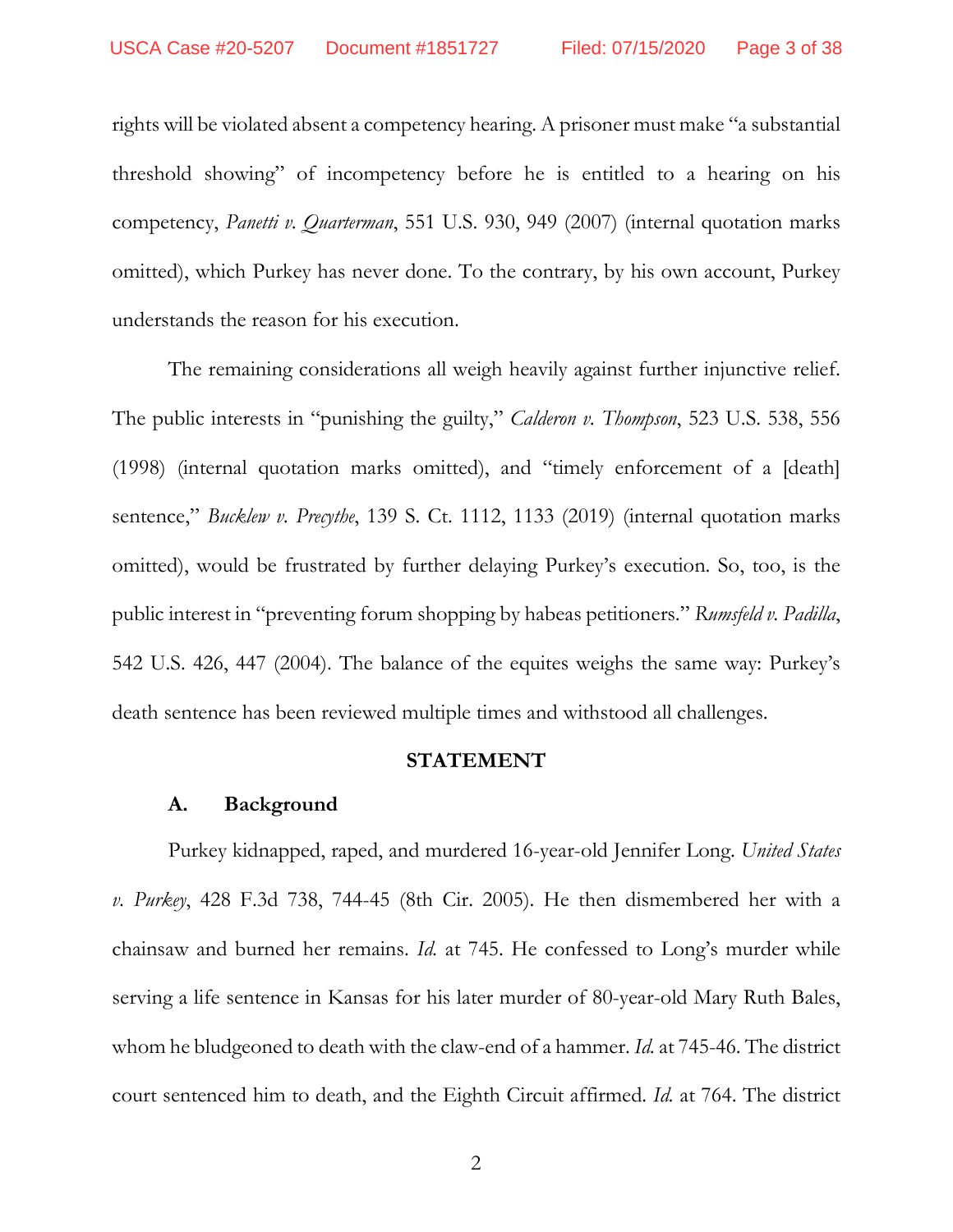rights will be violated absent a competency hearing. A prisoner must make "a substantial threshold showing" of incompetency before he is entitled to a hearing on his competency, *Panetti v. Quarterman*, 551 U.S. 930, 949 (2007) (internal quotation marks omitted), which Purkey has never done. To the contrary, by his own account, Purkey understands the reason for his execution.

The remaining considerations all weigh heavily against further injunctive relief. The public interests in "punishing the guilty," *Calderon v. Thompson*, 523 U.S. 538, 556 (1998) (internal quotation marks omitted), and "timely enforcement of a [death] sentence," *Bucklew v. Precythe*, 139 S. Ct. 1112, 1133 (2019) (internal quotation marks omitted), would be frustrated by further delaying Purkey's execution. So, too, is the public interest in "preventing forum shopping by habeas petitioners." *Rumsfeld v. Padilla*, 542 U.S. 426, 447 (2004). The balance of the equites weighs the same way: Purkey's death sentence has been reviewed multiple times and withstood all challenges.

## STATEMENT

### A. Background

Purkey kidnapped, raped, and murdered 16-year-old Jennifer Long. *United States v. Purkey*, 428 F.3d 738, 744-45 (8th Cir. 2005). He then dismembered her with a chainsaw and burned her remains. *Id.* at 745. He confessed to Long's murder while serving a life sentence in Kansas for his later murder of 80-year-old Mary Ruth Bales, whom he bludgeoned to death with the claw-end of a hammer. *Id.* at 745-46. The district court sentenced him to death, and the Eighth Circuit affirmed. *Id.* at 764. The district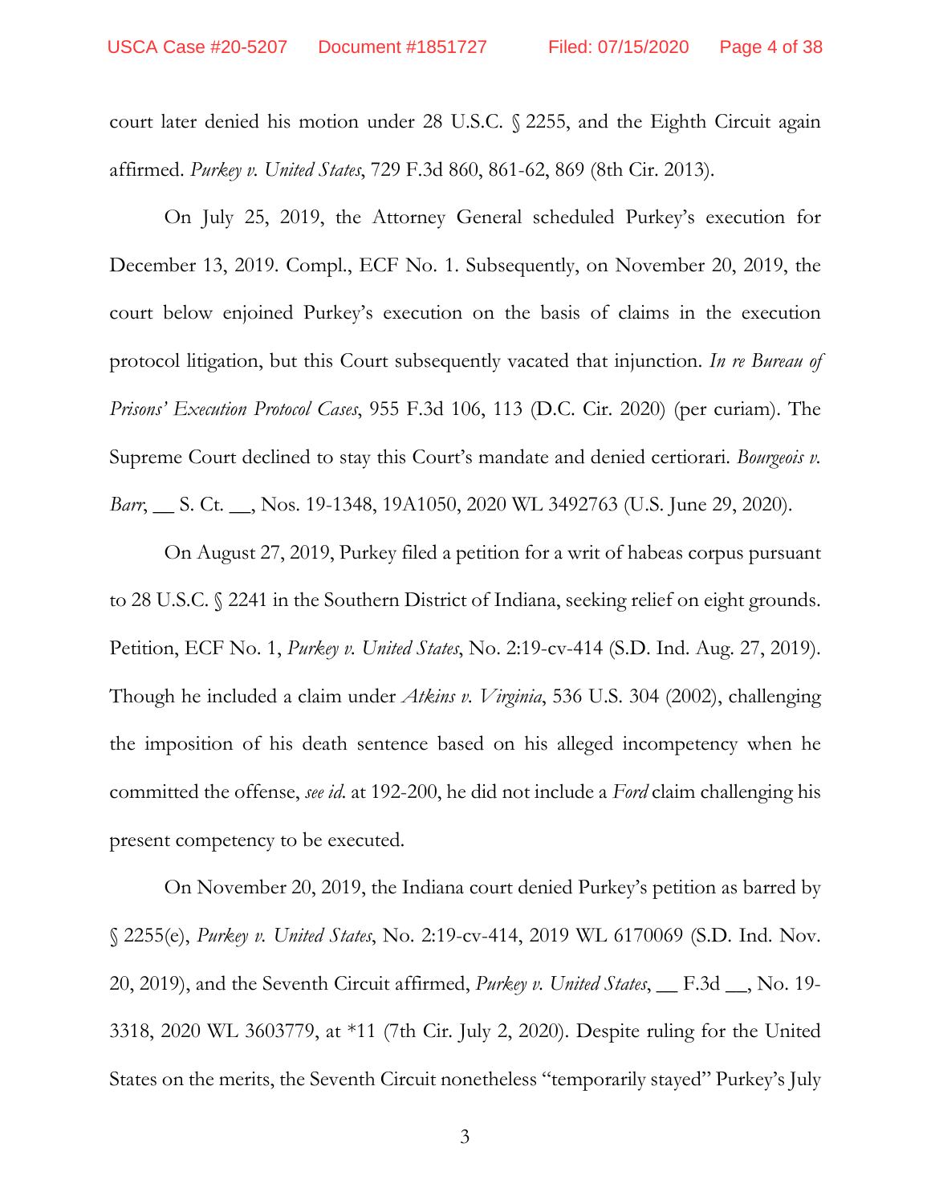court later denied his motion under 28 U.S.C. § 2255, and the Eighth Circuit again affirmed. *Purkey v. United States*, 729 F.3d 860, 861-62, 869 (8th Cir. 2013).

On July 25, 2019, the Attorney General scheduled Purkey's execution for December 13, 2019. Compl., ECF No. 1. Subsequently, on November 20, 2019, the court below enjoined Purkey's execution on the basis of claims in the execution protocol litigation, but this Court subsequently vacated that injunction. *In re Bureau of Prisons' Execution Protocol Cases*, 955 F.3d 106, 113 (D.C. Cir. 2020) (per curiam). The Supreme Court declined to stay this Court's mandate and denied certiorari. *Bourgeois v. Barr*, __ S. Ct. __, Nos. 19-1348, 19A1050, 2020 WL 3492763 (U.S. June 29, 2020).

On August 27, 2019, Purkey filed a petition for a writ of habeas corpus pursuant to 28 U.S.C. § 2241 in the Southern District of Indiana, seeking relief on eight grounds. Petition, ECF No. 1, *Purkey v. United States*, No. 2:19-cv-414 (S.D. Ind. Aug. 27, 2019). Though he included a claim under *Atkins v. Virginia*, 536 U.S. 304 (2002), challenging the imposition of his death sentence based on his alleged incompetency when he committed the offense, *see id.* at 192-200, he did not include a *Ford* claim challenging his present competency to be executed.

On November 20, 2019, the Indiana court denied Purkey's petition as barred by § 2255(e), *Purkey v. United States*, No. 2:19-cv-414, 2019 WL 6170069 (S.D. Ind. Nov. 20, 2019), and the Seventh Circuit affirmed, *Purkey v. United States*, __ F.3d __, No. 19-3318, 2020 WL 3603779, at *11 (7th Cir. July 2, 2020). Despite ruling for the United States on the merits, the Seventh Circuit nonetheless "temporarily stayed" Purkey's July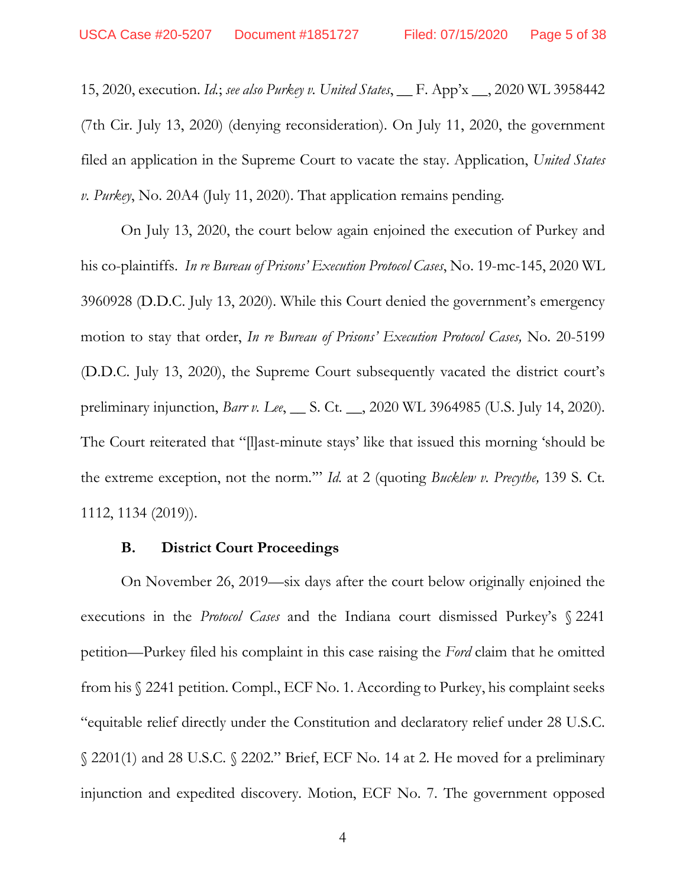15, 2020, execution. *Id.*; *see also Purkey v. United States*, __ F. App'x __, 2020 WL 3958442 (7th Cir. July 13, 2020) (denying reconsideration). On July 11, 2020, the government filed an application in the Supreme Court to vacate the stay. Application, *United States v. Purkey*, No. 20A4 (July 11, 2020). That application remains pending.

On July 13, 2020, the court below again enjoined the execution of Purkey and his co-plaintiffs. *In re Bureau of Prisons' Execution Protocol Cases*, No. 19-mc-145, 2020 WL 3960928 (D.D.C. July 13, 2020). While this Court denied the government's emergency motion to stay that order, *In re Bureau of Prisons' Execution Protocol Cases,* No. 20-5199 (D.D.C. July 13, 2020), the Supreme Court subsequently vacated the district court's preliminary injunction, *Barr v. Lee*, __ S. Ct. __, 2020 WL 3964985 (U.S. July 14, 2020). The Court reiterated that "[l]ast-minute stays' like that issued this morning 'should be the extreme exception, not the norm.'" *Id.* at 2 (quoting *Bucklew v. Precythe,* 139 S. Ct. 1112, 1134 (2019)).

### B. District Court Proceedings

On November 26, 2019—six days after the court below originally enjoined the executions in the *Protocol Cases* and the Indiana court dismissed Purkey's § 2241 petition—Purkey filed his complaint in this case raising the *Ford* claim that he omitted from his § 2241 petition. Compl., ECF No. 1. According to Purkey, his complaint seeks "equitable relief directly under the Constitution and declaratory relief under 28 U.S.C. § 2201(1) and 28 U.S.C. § 2202." Brief, ECF No. 14 at 2. He moved for a preliminary injunction and expedited discovery. Motion, ECF No. 7. The government opposed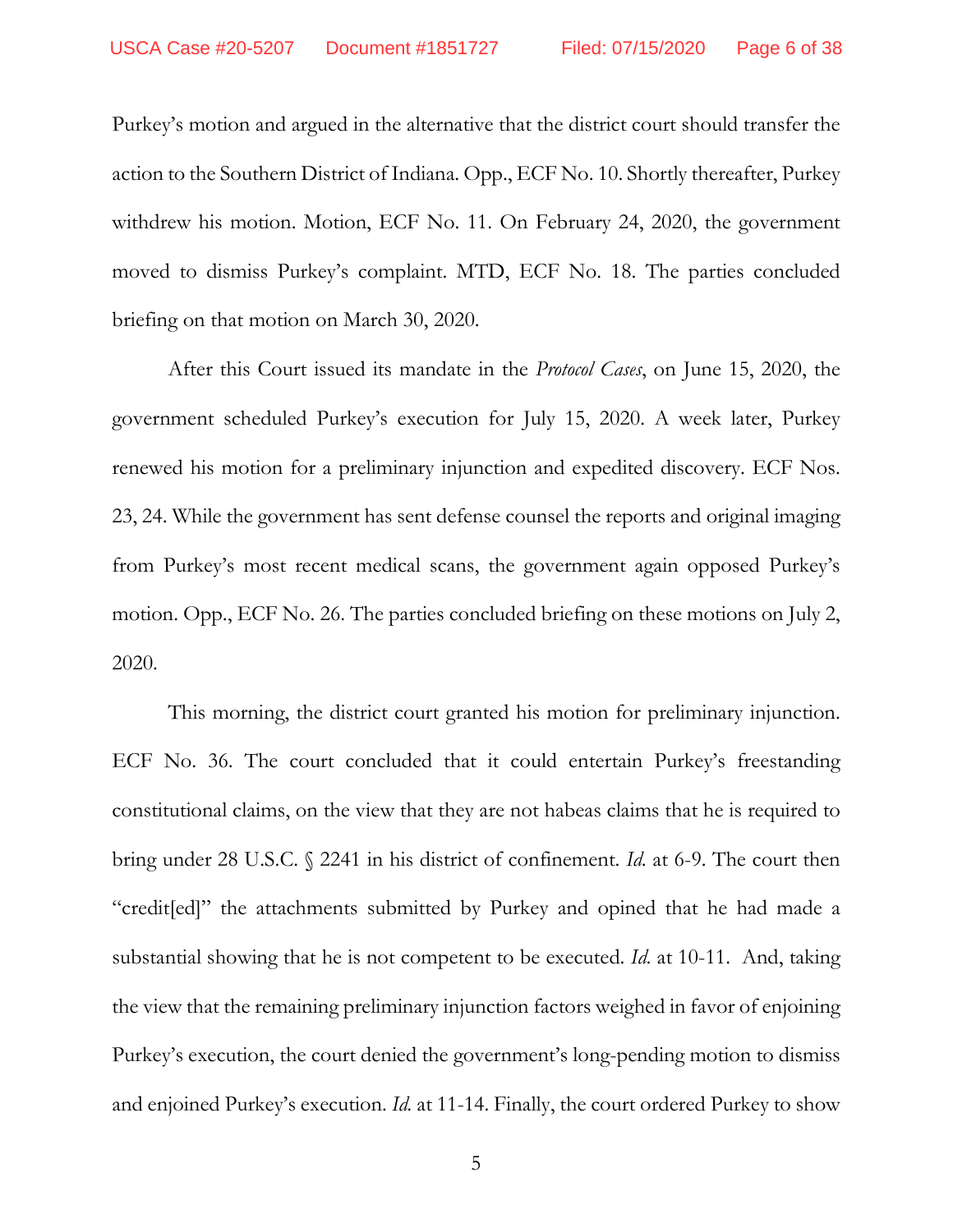Purkey's motion and argued in the alternative that the district court should transfer the action to the Southern District of Indiana. Opp., ECF No. 10. Shortly thereafter, Purkey withdrew his motion. Motion, ECF No. 11. On February 24, 2020, the government moved to dismiss Purkey's complaint. MTD, ECF No. 18. The parties concluded briefing on that motion on March 30, 2020.

After this Court issued its mandate in the *Protocol Cases*, on June 15, 2020, the government scheduled Purkey's execution for July 15, 2020. A week later, Purkey renewed his motion for a preliminary injunction and expedited discovery. ECF Nos. 23, 24. While the government has sent defense counsel the reports and original imaging from Purkey's most recent medical scans, the government again opposed Purkey's motion. Opp., ECF No. 26. The parties concluded briefing on these motions on July 2, 2020.

This morning, the district court granted his motion for preliminary injunction. ECF No. 36. The court concluded that it could entertain Purkey's freestanding constitutional claims, on the view that they are not habeas claims that he is required to bring under 28 U.S.C. § 2241 in his district of confinement. *Id.* at 6-9. The court then "credit[ed]" the attachments submitted by Purkey and opined that he had made a substantial showing that he is not competent to be executed. *Id.* at 10-11. And, taking the view that the remaining preliminary injunction factors weighed in favor of enjoining Purkey's execution, the court denied the government's long-pending motion to dismiss and enjoined Purkey's execution. *Id.* at 11-14. Finally, the court ordered Purkey to show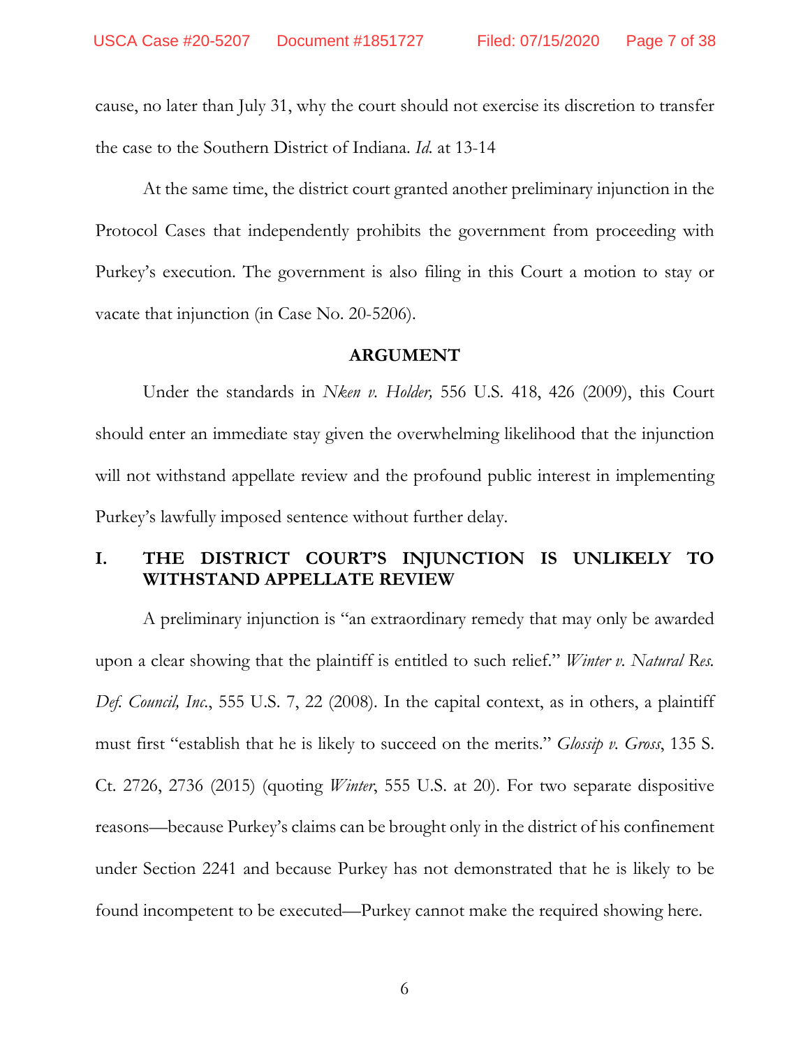cause, no later than July 31, why the court should not exercise its discretion to transfer the case to the Southern District of Indiana. *Id.* at 13-14

At the same time, the district court granted another preliminary injunction in the Protocol Cases that independently prohibits the government from proceeding with Purkey's execution. The government is also filing in this Court a motion to stay or vacate that injunction (in Case No. 20-5206).

## ARGUMENT

Under the standards in *Nken v. Holder,* 556 U.S. 418, 426 (2009), this Court should enter an immediate stay given the overwhelming likelihood that the injunction will not withstand appellate review and the profound public interest in implementing Purkey's lawfully imposed sentence without further delay.

### I. THE DISTRICT COURT'S INJUNCTION IS UNLIKELY TO WITHSTAND APPELLATE REVIEW

A preliminary injunction is "an extraordinary remedy that may only be awarded upon a clear showing that the plaintiff is entitled to such relief." *Winter v. Natural Res. Def. Council, Inc.*, 555 U.S. 7, 22 (2008). In the capital context, as in others, a plaintiff must first "establish that he is likely to succeed on the merits." *Glossip v. Gross*, 135 S. Ct. 2726, 2736 (2015) (quoting *Winter*, 555 U.S. at 20). For two separate dispositive reasons—because Purkey's claims can be brought only in the district of his confinement under Section 2241 and because Purkey has not demonstrated that he is likely to be found incompetent to be executed—Purkey cannot make the required showing here.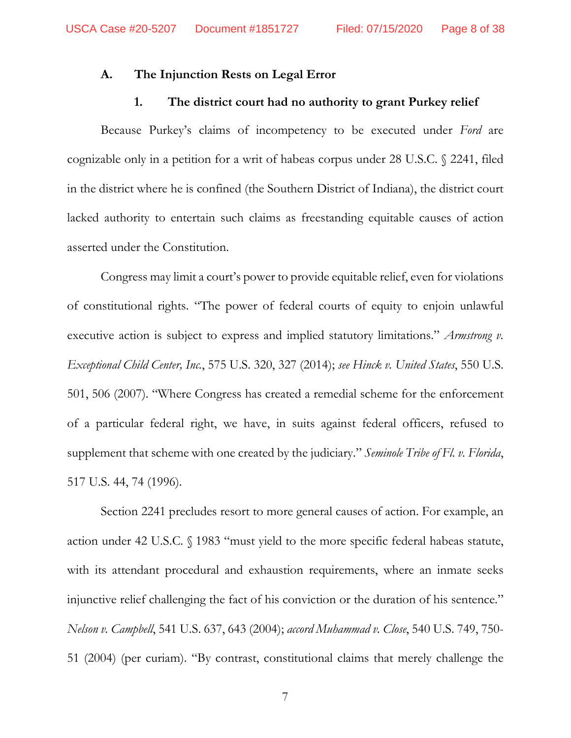### A. The Injunction Rests on Legal Error

#### 1. The district court had no authority to grant Purkey relief

Because Purkey's claims of incompetency to be executed under *Ford* are cognizable only in a petition for a writ of habeas corpus under 28 U.S.C. § 2241, filed in the district where he is confined (the Southern District of Indiana), the district court lacked authority to entertain such claims as freestanding equitable causes of action asserted under the Constitution.

Congress may limit a court's power to provide equitable relief, even for violations of constitutional rights. "The power of federal courts of equity to enjoin unlawful executive action is subject to express and implied statutory limitations." *Armstrong v. Exceptional Child Center, Inc.*, 575 U.S. 320, 327 (2014); *see Hinck v. United States*, 550 U.S. 501, 506 (2007). "Where Congress has created a remedial scheme for the enforcement of a particular federal right, we have, in suits against federal officers, refused to supplement that scheme with one created by the judiciary." *Seminole Tribe of Fl. v. Florida*, 517 U.S. 44, 74 (1996).

Section 2241 precludes resort to more general causes of action. For example, an action under 42 U.S.C. § 1983 "must yield to the more specific federal habeas statute, with its attendant procedural and exhaustion requirements, where an inmate seeks injunctive relief challenging the fact of his conviction or the duration of his sentence." *Nelson v. Campbell*, 541 U.S. 637, 643 (2004); *accord Muhammad v. Close*, 540 U.S. 749, 750-51 (2004) (per curiam). "By contrast, constitutional claims that merely challenge the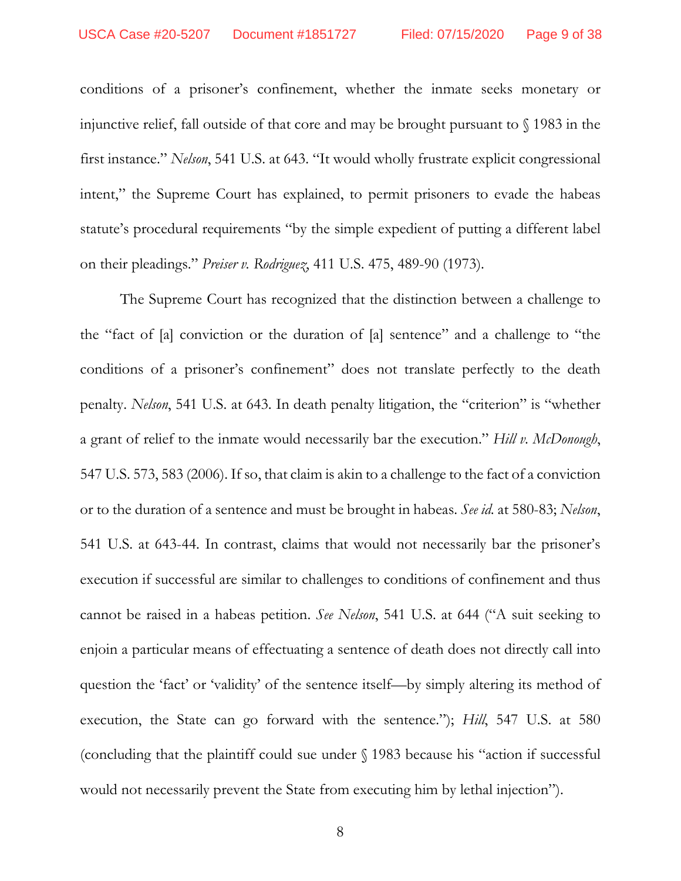conditions of a prisoner's confinement, whether the inmate seeks monetary or injunctive relief, fall outside of that core and may be brought pursuant to § 1983 in the first instance." *Nelson*, 541 U.S. at 643. "It would wholly frustrate explicit congressional intent," the Supreme Court has explained, to permit prisoners to evade the habeas statute's procedural requirements "by the simple expedient of putting a different label on their pleadings." *Preiser v. Rodriguez*, 411 U.S. 475, 489-90 (1973).

The Supreme Court has recognized that the distinction between a challenge to the "fact of [a] conviction or the duration of [a] sentence" and a challenge to "the conditions of a prisoner's confinement" does not translate perfectly to the death penalty. *Nelson*, 541 U.S. at 643. In death penalty litigation, the "criterion" is "whether a grant of relief to the inmate would necessarily bar the execution." *Hill v. McDonough*, 547 U.S. 573, 583 (2006). If so, that claim is akin to a challenge to the fact of a conviction or to the duration of a sentence and must be brought in habeas. *See id.* at 580-83; *Nelson*, 541 U.S. at 643-44. In contrast, claims that would not necessarily bar the prisoner's execution if successful are similar to challenges to conditions of confinement and thus cannot be raised in a habeas petition. *See Nelson*, 541 U.S. at 644 ("A suit seeking to enjoin a particular means of effectuating a sentence of death does not directly call into question the 'fact' or 'validity' of the sentence itself—by simply altering its method of execution, the State can go forward with the sentence."); *Hill*, 547 U.S. at 580 (concluding that the plaintiff could sue under § 1983 because his "action if successful would not necessarily prevent the State from executing him by lethal injection").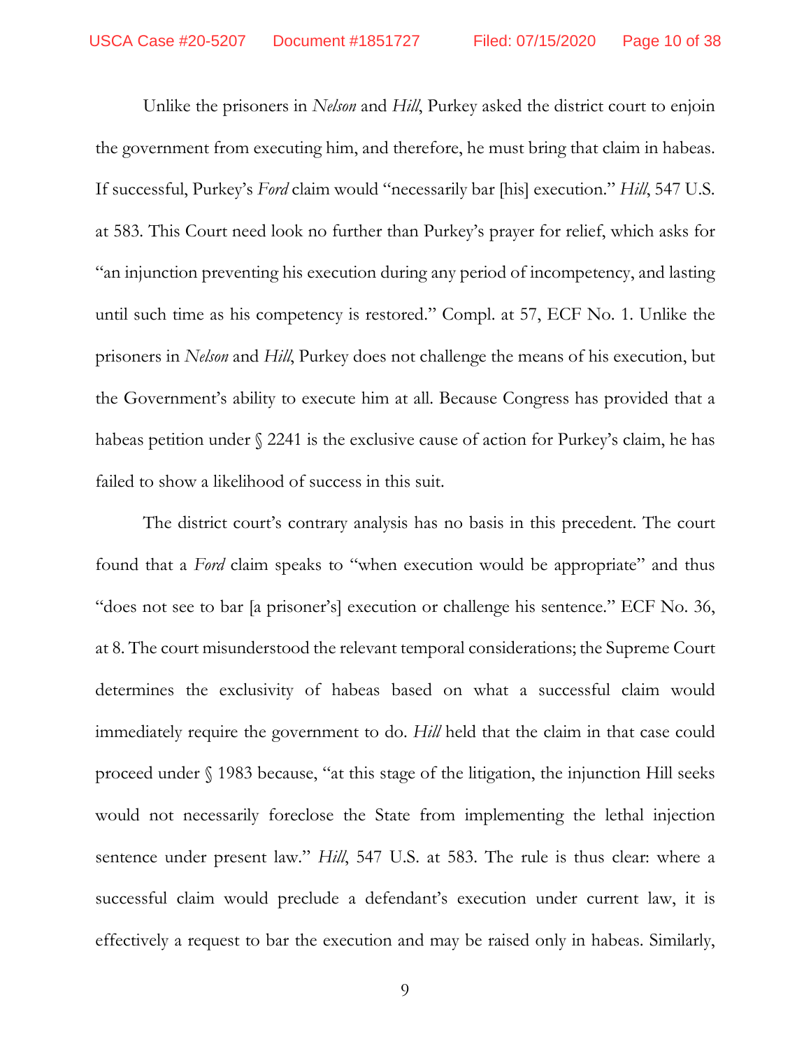Unlike the prisoners in *Nelson* and *Hill*, Purkey asked the district court to enjoin the government from executing him, and therefore, he must bring that claim in habeas. If successful, Purkey's *Ford* claim would "necessarily bar [his] execution." *Hill*, 547 U.S. at 583. This Court need look no further than Purkey's prayer for relief, which asks for "an injunction preventing his execution during any period of incompetency, and lasting until such time as his competency is restored." Compl. at 57, ECF No. 1. Unlike the prisoners in *Nelson* and *Hill*, Purkey does not challenge the means of his execution, but the Government's ability to execute him at all. Because Congress has provided that a habeas petition under § 2241 is the exclusive cause of action for Purkey's claim, he has failed to show a likelihood of success in this suit.

The district court's contrary analysis has no basis in this precedent. The court found that a *Ford* claim speaks to "when execution would be appropriate" and thus "does not see to bar [a prisoner's] execution or challenge his sentence." ECF No. 36, at 8. The court misunderstood the relevant temporal considerations; the Supreme Court determines the exclusivity of habeas based on what a successful claim would immediately require the government to do. *Hill* held that the claim in that case could proceed under § 1983 because, "at this stage of the litigation, the injunction Hill seeks would not necessarily foreclose the State from implementing the lethal injection sentence under present law." *Hill*, 547 U.S. at 583. The rule is thus clear: where a successful claim would preclude a defendant's execution under current law, it is effectively a request to bar the execution and may be raised only in habeas. Similarly,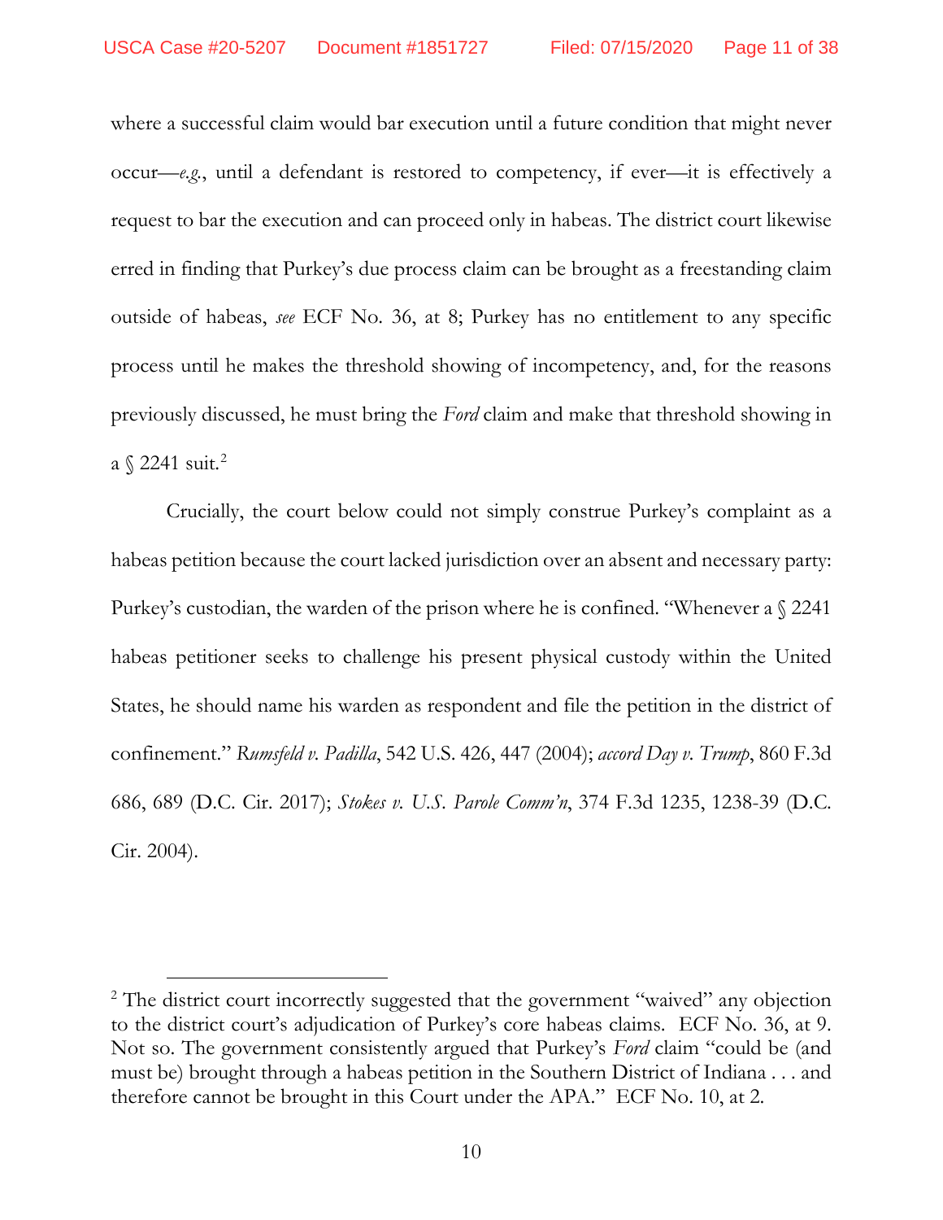where a successful claim would bar execution until a future condition that might never occur—*e.g.*, until a defendant is restored to competency, if ever—it is effectively a request to bar the execution and can proceed only in habeas. The district court likewise erred in finding that Purkey's due process claim can be brought as a freestanding claim outside of habeas, *see* ECF No. 36, at 8; Purkey has no entitlement to any specific process until he makes the threshold showing of incompetency, and, for the reasons previously discussed, he must bring the *Ford* claim and make that threshold showing in a § 2241 suit.[2]

Crucially, the court below could not simply construe Purkey's complaint as a habeas petition because the court lacked jurisdiction over an absent and necessary party: Purkey's custodian, the warden of the prison where he is confined. "Whenever a § 2241 habeas petitioner seeks to challenge his present physical custody within the United States, he should name his warden as respondent and file the petition in the district of confinement." *Rumsfeld v. Padilla*, 542 U.S. 426, 447 (2004); *accord Day v. Trump*, 860 F.3d 686, 689 (D.C. Cir. 2017); *Stokes v. U.S. Parole Comm'n*, 374 F.3d 1235, 1238-39 (D.C. Cir. 2004).

---

[2] The district court incorrectly suggested that the government "waived" any objection to the district court's adjudication of Purkey's core habeas claims. ECF No. 36, at 9. Not so. The government consistently argued that Purkey's *Ford* claim "could be (and must be) brought through a habeas petition in the Southern District of Indiana . . . and therefore cannot be brought in this Court under the APA." ECF No. 10, at 2.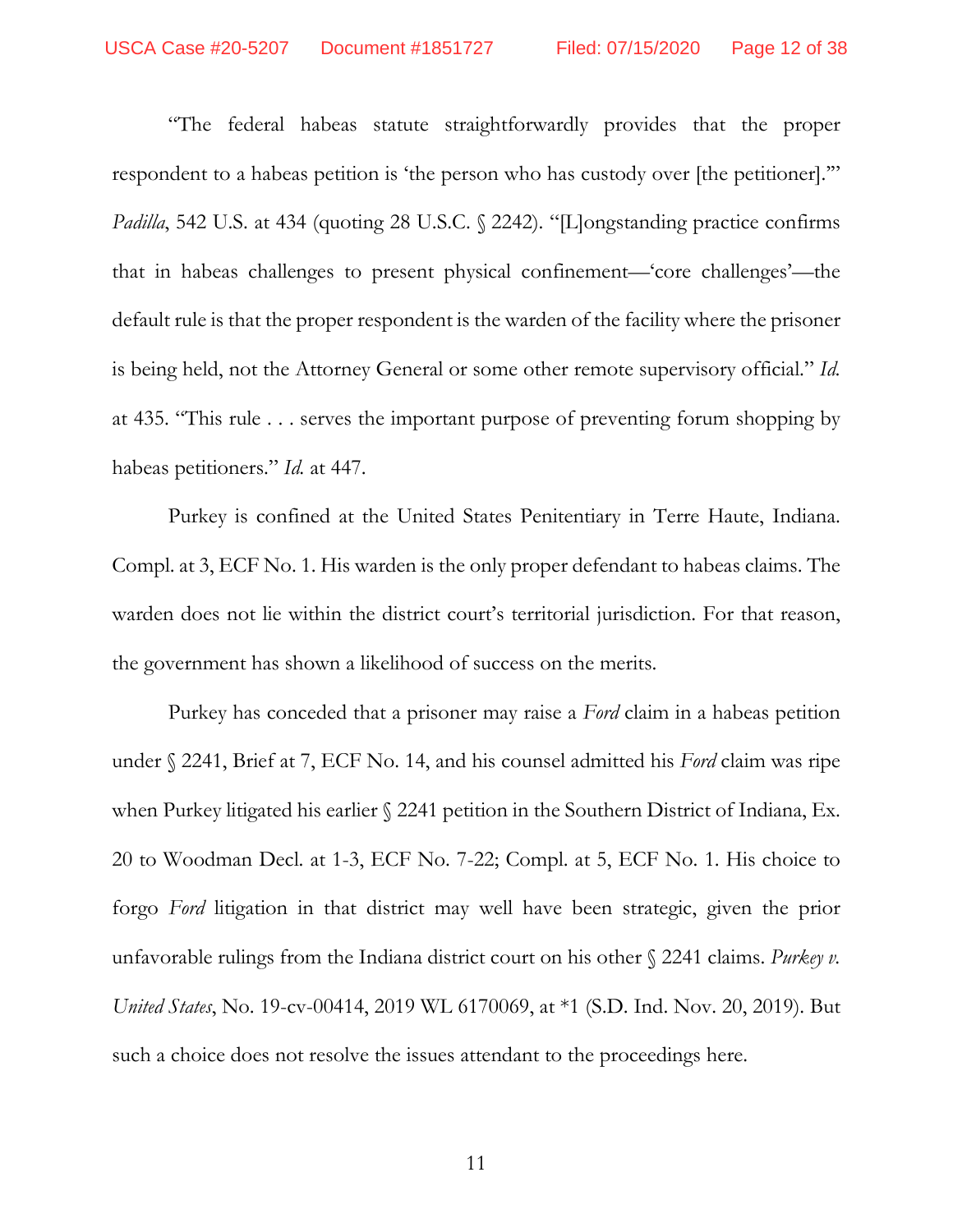"The federal habeas statute straightforwardly provides that the proper respondent to a habeas petition is 'the person who has custody over [the petitioner].'" *Padilla*, 542 U.S. at 434 (quoting 28 U.S.C. § 2242). "[L]ongstanding practice confirms that in habeas challenges to present physical confinement—'core challenges'—the default rule is that the proper respondent is the warden of the facility where the prisoner is being held, not the Attorney General or some other remote supervisory official." *Id.* at 435. "This rule . . . serves the important purpose of preventing forum shopping by habeas petitioners." *Id.* at 447.

Purkey is confined at the United States Penitentiary in Terre Haute, Indiana. Compl. at 3, ECF No. 1. His warden is the only proper defendant to habeas claims. The warden does not lie within the district court's territorial jurisdiction. For that reason, the government has shown a likelihood of success on the merits.

Purkey has conceded that a prisoner may raise a *Ford* claim in a habeas petition under § 2241, Brief at 7, ECF No. 14, and his counsel admitted his *Ford* claim was ripe when Purkey litigated his earlier § 2241 petition in the Southern District of Indiana, Ex. 20 to Woodman Decl. at 1-3, ECF No. 7-22; Compl. at 5, ECF No. 1. His choice to forgo *Ford* litigation in that district may well have been strategic, given the prior unfavorable rulings from the Indiana district court on his other § 2241 claims. *Purkey v. United States*, No. 19-cv-00414, 2019 WL 6170069, at *1 (S.D. Ind. Nov. 20, 2019). But such a choice does not resolve the issues attendant to the proceedings here.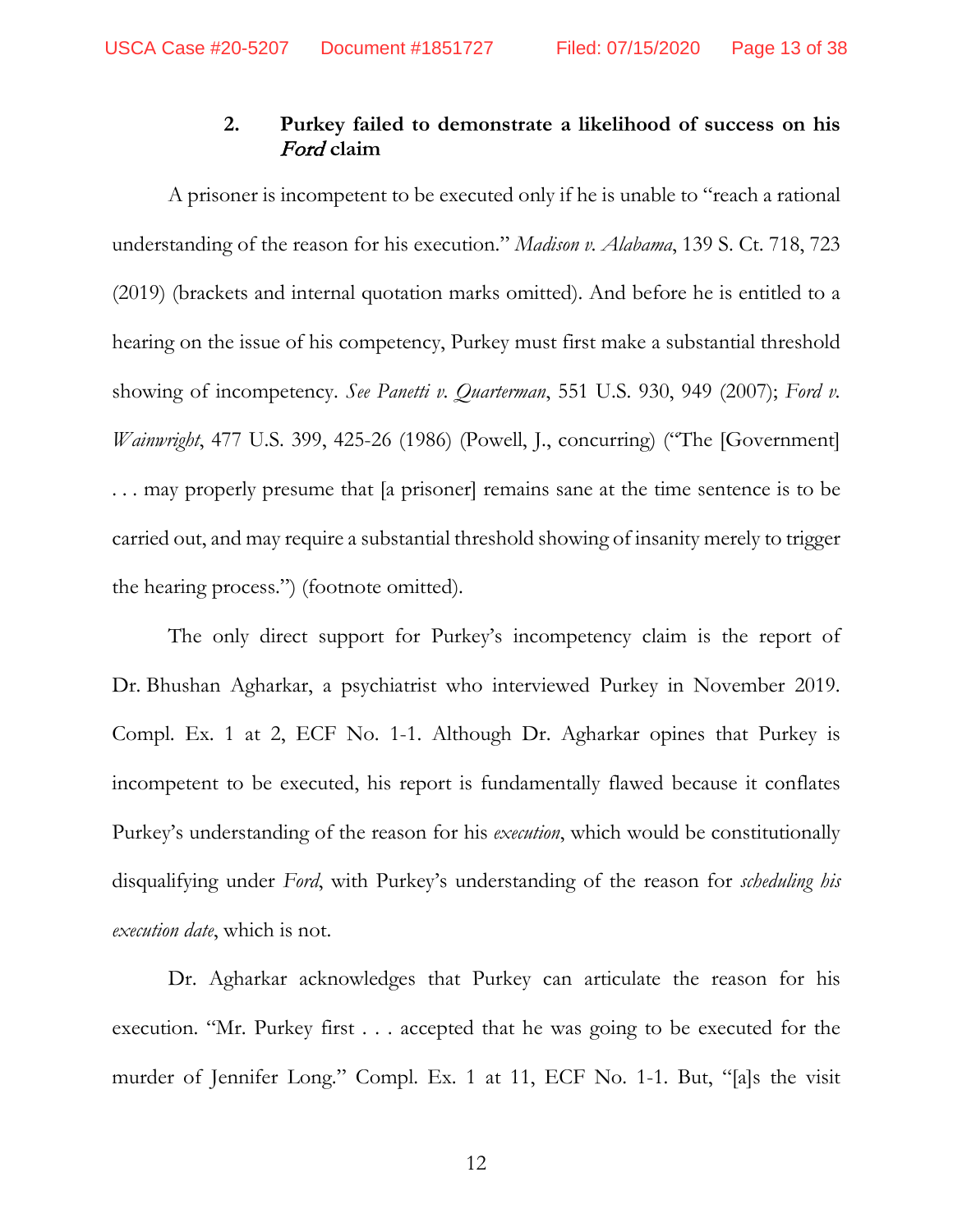### 2. Purkey failed to demonstrate a likelihood of success on his *Ford* claim

A prisoner is incompetent to be executed only if he is unable to "reach a rational understanding of the reason for his execution." *Madison v. Alabama*, 139 S. Ct. 718, 723 (2019) (brackets and internal quotation marks omitted). And before he is entitled to a hearing on the issue of his competency, Purkey must first make a substantial threshold showing of incompetency. *See Panetti v. Quarterman*, 551 U.S. 930, 949 (2007); *Ford v. Wainwright*, 477 U.S. 399, 425-26 (1986) (Powell, J., concurring) ("The [Government] . . . may properly presume that [a prisoner] remains sane at the time sentence is to be carried out, and may require a substantial threshold showing of insanity merely to trigger the hearing process.") (footnote omitted).

The only direct support for Purkey's incompetency claim is the report of Dr. Bhushan Agharkar, a psychiatrist who interviewed Purkey in November 2019. Compl. Ex. 1 at 2, ECF No. 1-1. Although Dr. Agharkar opines that Purkey is incompetent to be executed, his report is fundamentally flawed because it conflates Purkey's understanding of the reason for his *execution*, which would be constitutionally disqualifying under *Ford*, with Purkey's understanding of the reason for *scheduling his execution date*, which is not.

Dr. Agharkar acknowledges that Purkey can articulate the reason for his execution. "Mr. Purkey first . . . accepted that he was going to be executed for the murder of Jennifer Long." Compl. Ex. 1 at 11, ECF No. 1-1. But, "[a]s the visit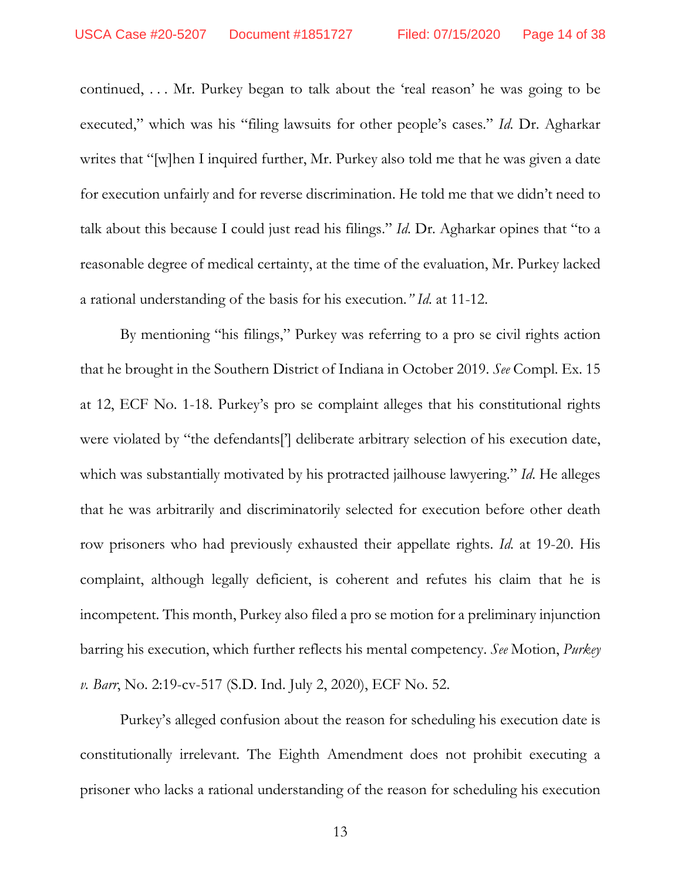continued, . . . Mr. Purkey began to talk about the 'real reason' he was going to be executed," which was his "filing lawsuits for other people's cases." *Id.* Dr. Agharkar writes that "[w]hen I inquired further, Mr. Purkey also told me that he was given a date for execution unfairly and for reverse discrimination. He told me that we didn't need to talk about this because I could just read his filings." *Id.* Dr. Agharkar opines that "to a reasonable degree of medical certainty, at the time of the evaluation, Mr. Purkey lacked a rational understanding of the basis for his execution.*"* *Id.* at 11-12.

By mentioning "his filings," Purkey was referring to a pro se civil rights action that he brought in the Southern District of Indiana in October 2019. *See* Compl. Ex. 15 at 12, ECF No. 1-18. Purkey's pro se complaint alleges that his constitutional rights were violated by "the defendants['] deliberate arbitrary selection of his execution date, which was substantially motivated by his protracted jailhouse lawyering." *Id.* He alleges that he was arbitrarily and discriminatorily selected for execution before other death row prisoners who had previously exhausted their appellate rights. *Id.* at 19-20. His complaint, although legally deficient, is coherent and refutes his claim that he is incompetent. This month, Purkey also filed a pro se motion for a preliminary injunction barring his execution, which further reflects his mental competency. *See* Motion, *Purkey v. Barr*, No. 2:19-cv-517 (S.D. Ind. July 2, 2020), ECF No. 52.

Purkey's alleged confusion about the reason for scheduling his execution date is constitutionally irrelevant. The Eighth Amendment does not prohibit executing a prisoner who lacks a rational understanding of the reason for scheduling his execution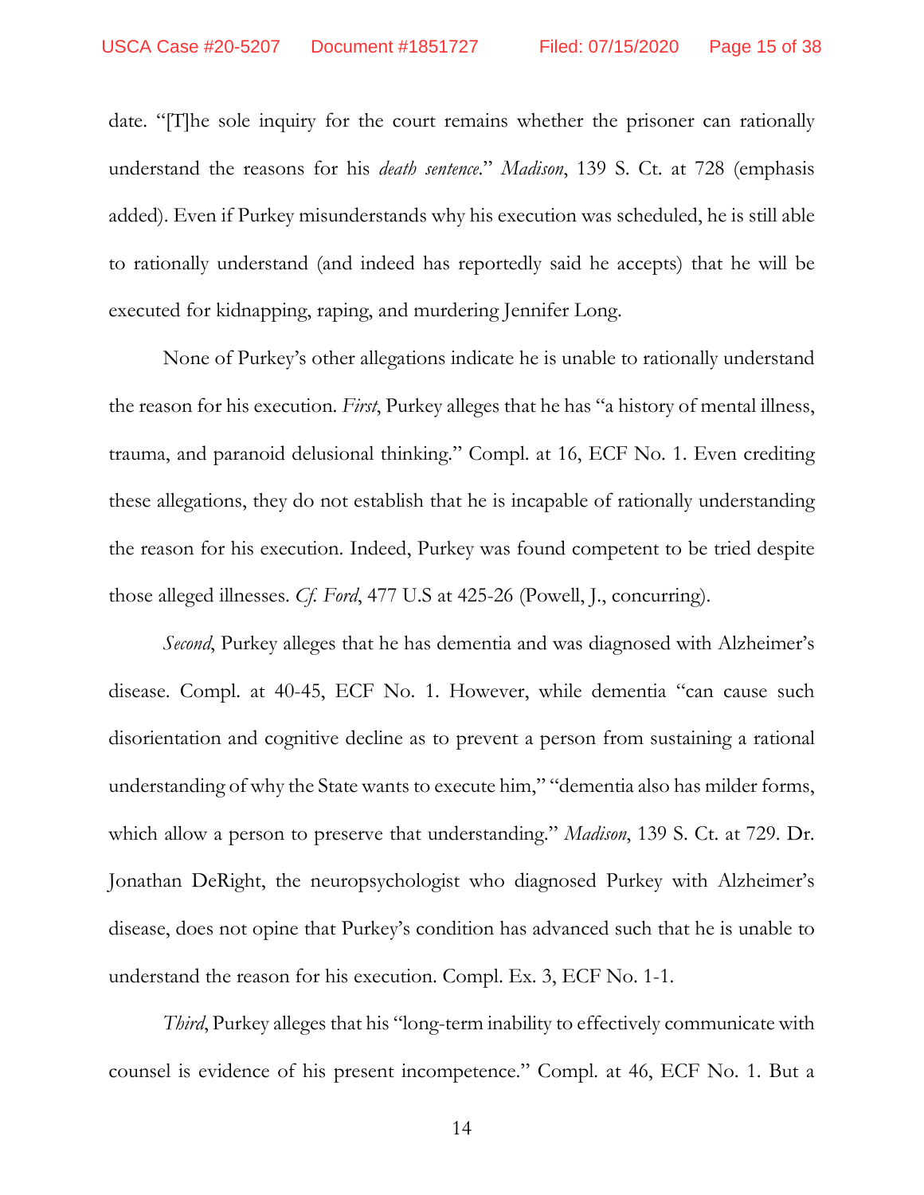date. "[T]he sole inquiry for the court remains whether the prisoner can rationally understand the reasons for his *death sentence*." *Madison*, 139 S. Ct. at 728 (emphasis added). Even if Purkey misunderstands why his execution was scheduled, he is still able to rationally understand (and indeed has reportedly said he accepts) that he will be executed for kidnapping, raping, and murdering Jennifer Long.

None of Purkey's other allegations indicate he is unable to rationally understand the reason for his execution. *First*, Purkey alleges that he has "a history of mental illness, trauma, and paranoid delusional thinking." Compl. at 16, ECF No. 1. Even crediting these allegations, they do not establish that he is incapable of rationally understanding the reason for his execution. Indeed, Purkey was found competent to be tried despite those alleged illnesses. *Cf. Ford*, 477 U.S at 425-26 (Powell, J., concurring).

*Second*, Purkey alleges that he has dementia and was diagnosed with Alzheimer's disease. Compl. at 40-45, ECF No. 1. However, while dementia "can cause such disorientation and cognitive decline as to prevent a person from sustaining a rational understanding of why the State wants to execute him," "dementia also has milder forms, which allow a person to preserve that understanding." *Madison*, 139 S. Ct. at 729. Dr. Jonathan DeRight, the neuropsychologist who diagnosed Purkey with Alzheimer's disease, does not opine that Purkey's condition has advanced such that he is unable to understand the reason for his execution. Compl. Ex. 3, ECF No. 1-1.

*Third*, Purkey alleges that his "long-term inability to effectively communicate with counsel is evidence of his present incompetence." Compl. at 46, ECF No. 1. But a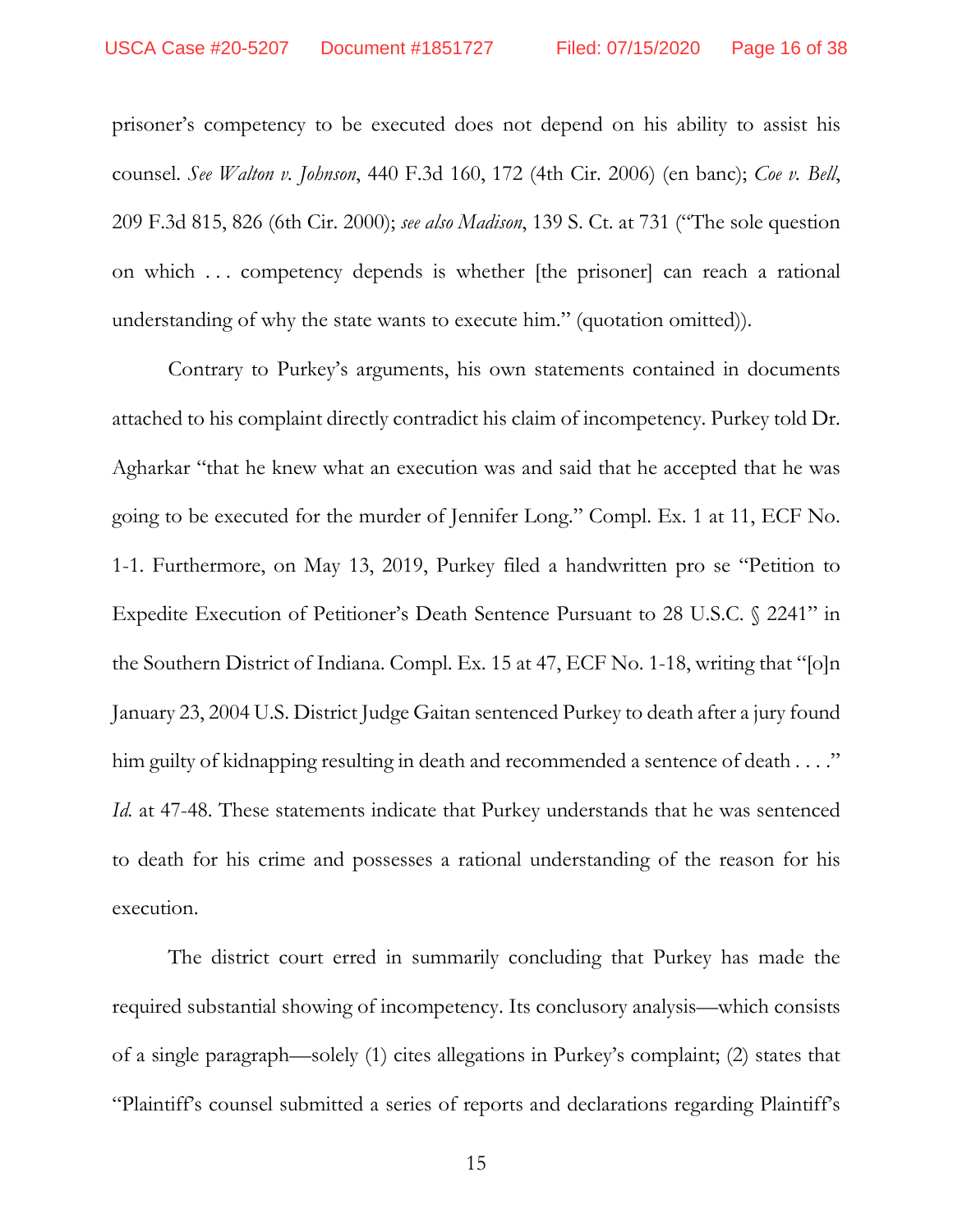prisoner's competency to be executed does not depend on his ability to assist his counsel. *See Walton v. Johnson*, 440 F.3d 160, 172 (4th Cir. 2006) (en banc); *Coe v. Bell*, 209 F.3d 815, 826 (6th Cir. 2000); *see also Madison*, 139 S. Ct. at 731 ("The sole question on which . . . competency depends is whether [the prisoner] can reach a rational understanding of why the state wants to execute him." (quotation omitted)).

Contrary to Purkey's arguments, his own statements contained in documents attached to his complaint directly contradict his claim of incompetency. Purkey told Dr. Agharkar "that he knew what an execution was and said that he accepted that he was going to be executed for the murder of Jennifer Long." Compl. Ex. 1 at 11, ECF No. 1-1. Furthermore, on May 13, 2019, Purkey filed a handwritten pro se "Petition to Expedite Execution of Petitioner's Death Sentence Pursuant to 28 U.S.C. § 2241" in the Southern District of Indiana. Compl. Ex. 15 at 47, ECF No. 1-18, writing that "[o]n January 23, 2004 U.S. District Judge Gaitan sentenced Purkey to death after a jury found him guilty of kidnapping resulting in death and recommended a sentence of death . . . ." *Id.* at 47-48. These statements indicate that Purkey understands that he was sentenced to death for his crime and possesses a rational understanding of the reason for his execution.

The district court erred in summarily concluding that Purkey has made the required substantial showing of incompetency. Its conclusory analysis—which consists of a single paragraph—solely (1) cites allegations in Purkey's complaint; (2) states that "Plaintiff's counsel submitted a series of reports and declarations regarding Plaintiff's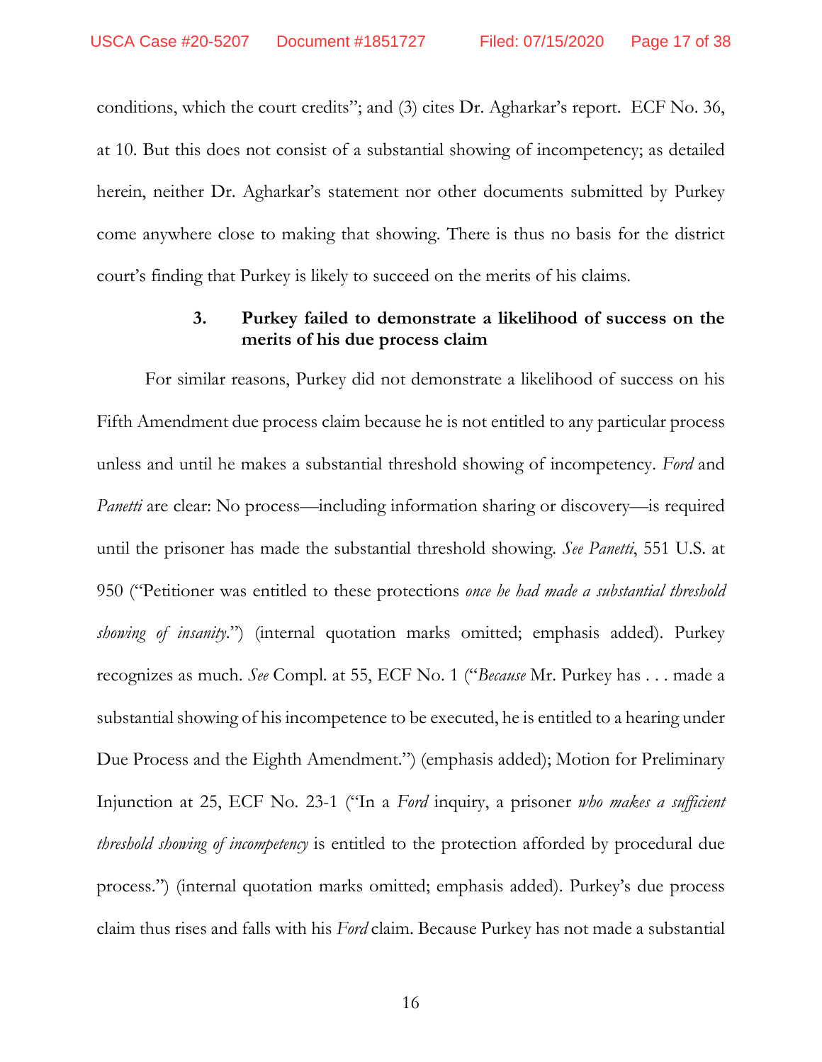conditions, which the court credits"; and (3) cites Dr. Agharkar's report. ECF No. 36, at 10. But this does not consist of a substantial showing of incompetency; as detailed herein, neither Dr. Agharkar's statement nor other documents submitted by Purkey come anywhere close to making that showing. There is thus no basis for the district court's finding that Purkey is likely to succeed on the merits of his claims.

### 3. Purkey failed to demonstrate a likelihood of success on the merits of his due process claim

For similar reasons, Purkey did not demonstrate a likelihood of success on his Fifth Amendment due process claim because he is not entitled to any particular process unless and until he makes a substantial threshold showing of incompetency. *Ford* and *Panetti* are clear: No process—including information sharing or discovery—is required until the prisoner has made the substantial threshold showing. *See Panetti*, 551 U.S. at 950 ("Petitioner was entitled to these protections *once he had made a substantial threshold showing of insanity*.") (internal quotation marks omitted; emphasis added). Purkey recognizes as much. *See* Compl. at 55, ECF No. 1 ("*Because* Mr. Purkey has . . . made a substantial showing of his incompetence to be executed, he is entitled to a hearing under Due Process and the Eighth Amendment.") (emphasis added); Motion for Preliminary Injunction at 25, ECF No. 23-1 ("In a *Ford* inquiry, a prisoner *who makes a sufficient threshold showing of incompetency* is entitled to the protection afforded by procedural due process.") (internal quotation marks omitted; emphasis added). Purkey's due process claim thus rises and falls with his *Ford* claim. Because Purkey has not made a substantial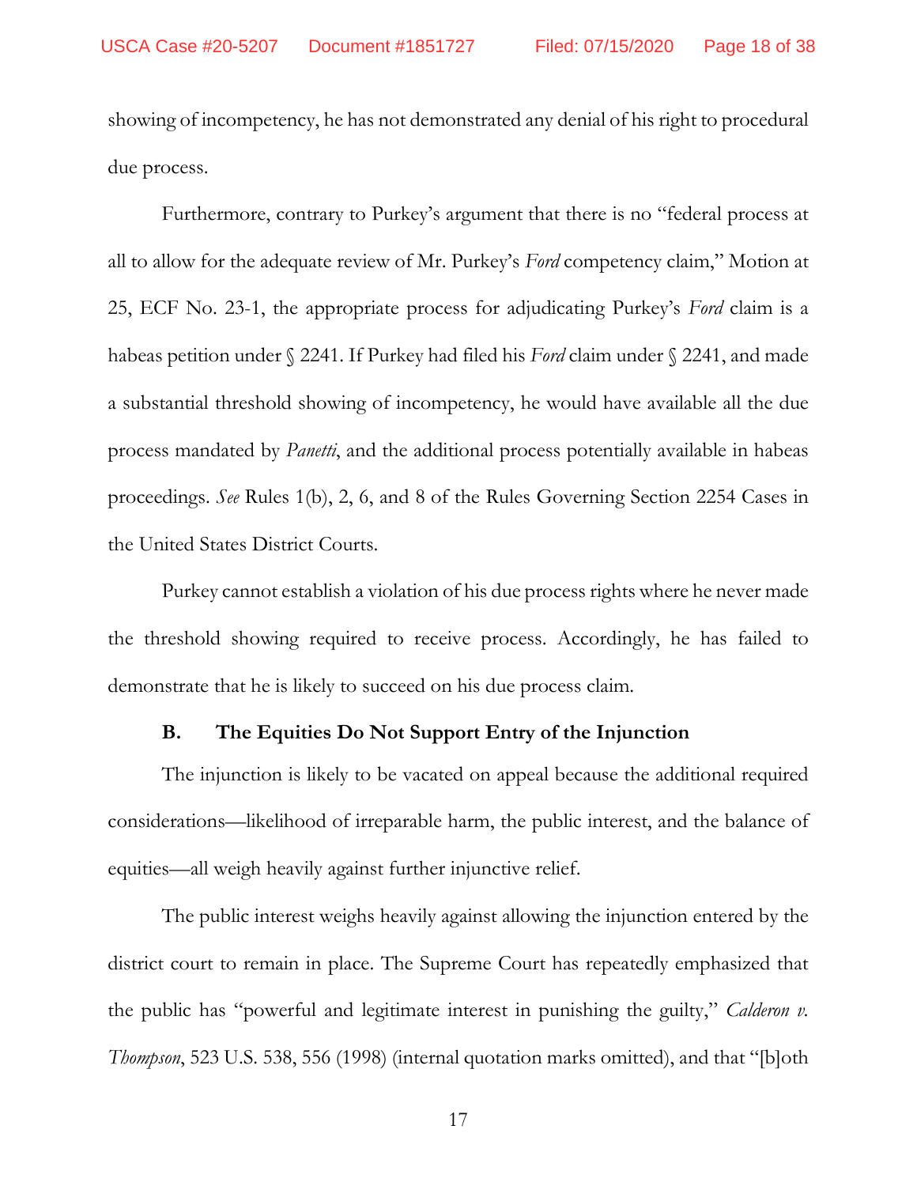showing of incompetency, he has not demonstrated any denial of his right to procedural due process.

Furthermore, contrary to Purkey's argument that there is no "federal process at all to allow for the adequate review of Mr. Purkey's *Ford* competency claim," Motion at 25, ECF No. 23-1, the appropriate process for adjudicating Purkey's *Ford* claim is a habeas petition under § 2241. If Purkey had filed his *Ford* claim under § 2241, and made a substantial threshold showing of incompetency, he would have available all the due process mandated by *Panetti*, and the additional process potentially available in habeas proceedings. *See* Rules 1(b), 2, 6, and 8 of the Rules Governing Section 2254 Cases in the United States District Courts.

Purkey cannot establish a violation of his due process rights where he never made the threshold showing required to receive process. Accordingly, he has failed to demonstrate that he is likely to succeed on his due process claim.

### B. The Equities Do Not Support Entry of the Injunction

The injunction is likely to be vacated on appeal because the additional required considerations—likelihood of irreparable harm, the public interest, and the balance of equities—all weigh heavily against further injunctive relief.

The public interest weighs heavily against allowing the injunction entered by the district court to remain in place. The Supreme Court has repeatedly emphasized that the public has "powerful and legitimate interest in punishing the guilty," *Calderon v. Thompson*, 523 U.S. 538, 556 (1998) (internal quotation marks omitted), and that "[b]oth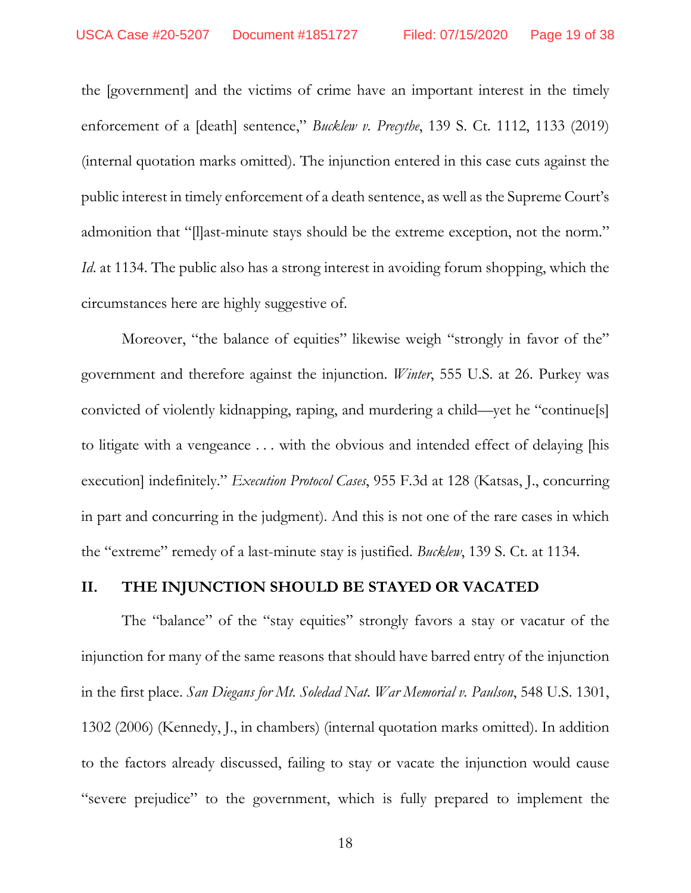the [government] and the victims of crime have an important interest in the timely enforcement of a [death] sentence," *Bucklew v. Precythe*, 139 S. Ct. 1112, 1133 (2019) (internal quotation marks omitted). The injunction entered in this case cuts against the public interest in timely enforcement of a death sentence, as well as the Supreme Court's admonition that "[l]ast-minute stays should be the extreme exception, not the norm." *Id.* at 1134. The public also has a strong interest in avoiding forum shopping, which the circumstances here are highly suggestive of.

Moreover, "the balance of equities" likewise weigh "strongly in favor of the" government and therefore against the injunction. *Winter*, 555 U.S. at 26. Purkey was convicted of violently kidnapping, raping, and murdering a child—yet he "continue[s] to litigate with a vengeance . . . with the obvious and intended effect of delaying [his execution] indefinitely." *Execution Protocol Cases*, 955 F.3d at 128 (Katsas, J., concurring in part and concurring in the judgment). And this is not one of the rare cases in which the "extreme" remedy of a last-minute stay is justified. *Bucklew*, 139 S. Ct. at 1134.

## II. THE INJUNCTION SHOULD BE STAYED OR VACATED

The "balance" of the "stay equities" strongly favors a stay or vacatur of the injunction for many of the same reasons that should have barred entry of the injunction in the first place. *San Diegans for Mt. Soledad Nat. War Memorial v. Paulson*, 548 U.S. 1301, 1302 (2006) (Kennedy, J., in chambers) (internal quotation marks omitted). In addition to the factors already discussed, failing to stay or vacate the injunction would cause "severe prejudice" to the government, which is fully prepared to implement the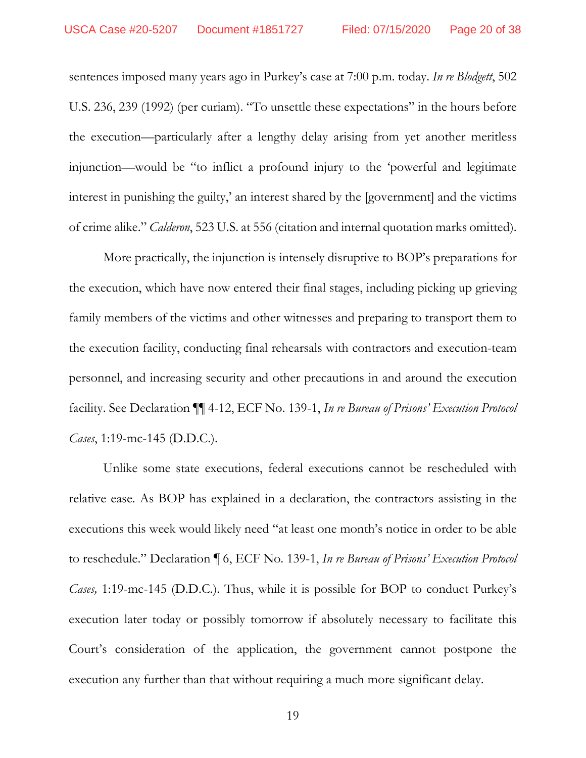sentences imposed many years ago in Purkey's case at 7:00 p.m. today. *In re Blodgett*, 502 U.S. 236, 239 (1992) (per curiam). "To unsettle these expectations" in the hours before the execution—particularly after a lengthy delay arising from yet another meritless injunction—would be "to inflict a profound injury to the 'powerful and legitimate interest in punishing the guilty,' an interest shared by the [government] and the victims of crime alike." *Calderon*, 523 U.S. at 556 (citation and internal quotation marks omitted).

More practically, the injunction is intensely disruptive to BOP's preparations for the execution, which have now entered their final stages, including picking up grieving family members of the victims and other witnesses and preparing to transport them to the execution facility, conducting final rehearsals with contractors and execution-team personnel, and increasing security and other precautions in and around the execution facility. See Declaration ¶¶ 4-12, ECF No. 139-1, *In re Bureau of Prisons' Execution Protocol Cases*, 1:19-mc-145 (D.D.C.).

Unlike some state executions, federal executions cannot be rescheduled with relative ease. As BOP has explained in a declaration, the contractors assisting in the executions this week would likely need "at least one month's notice in order to be able to reschedule." Declaration ¶ 6, ECF No. 139-1, *In re Bureau of Prisons' Execution Protocol Cases,* 1:19-mc-145 (D.D.C.). Thus, while it is possible for BOP to conduct Purkey's execution later today or possibly tomorrow if absolutely necessary to facilitate this Court's consideration of the application, the government cannot postpone the execution any further than that without requiring a much more significant delay.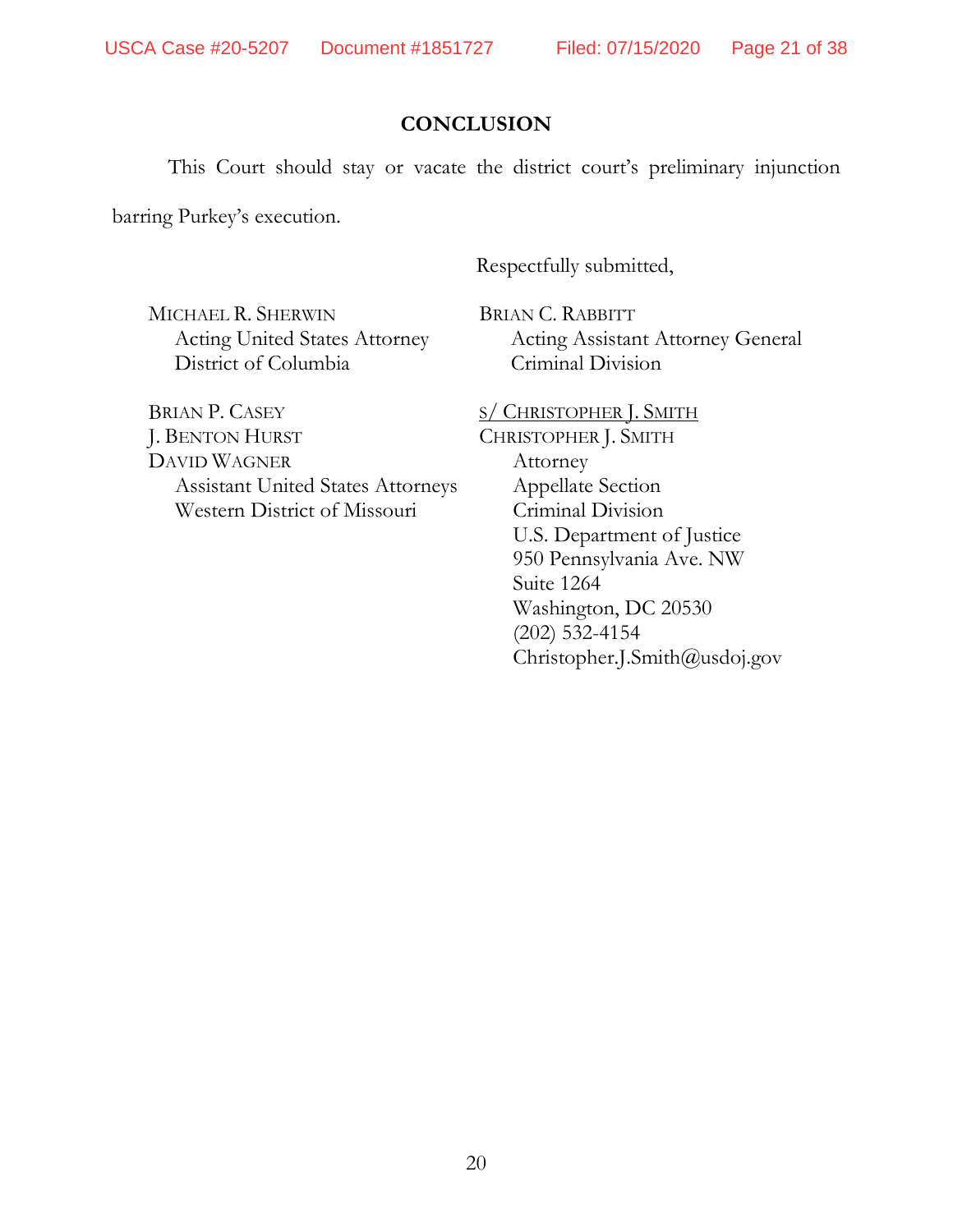## CONCLUSION

This Court should stay or vacate the district court's preliminary injunction barring Purkey's execution.

Respectfully submitted,

MICHAEL R. SHERWIN
Acting United States Attorney
District of Columbia

BRIAN P. CASEY
J. BENTON HURST
DAVID WAGNER
Assistant United States Attorneys
Western District of Missouri

BRIAN C. RABBITT
Acting Assistant Attorney General
Criminal Division

s/ CHRISTOPHER J. SMITH
CHRISTOPHER J. SMITH
Attorney
Appellate Section
Criminal Division
U.S. Department of Justice
950 Pennsylvania Ave. NW
Suite 1264
Washington, DC 20530
(202) 532-4154
Christopher.J.Smith@usdoj.gov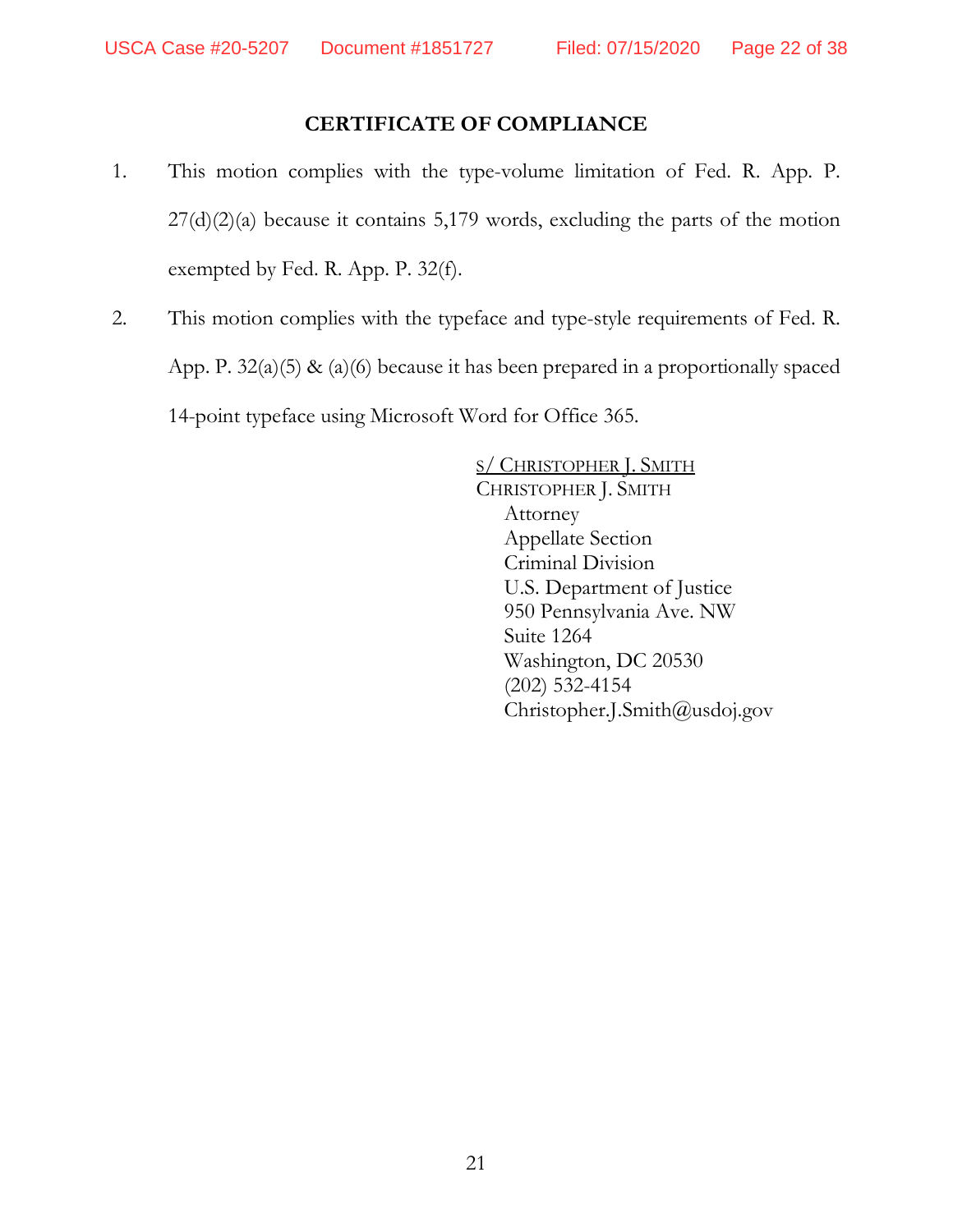## CERTIFICATE OF COMPLIANCE

1. This motion complies with the type-volume limitation of Fed. R. App. P. 27(d)(2)(a) because it contains 5,179 words, excluding the parts of the motion exempted by Fed. R. App. P. 32(f).

2. This motion complies with the typeface and type-style requirements of Fed. R. App. P. 32(a)(5) & (a)(6) because it has been prepared in a proportionally spaced 14-point typeface using Microsoft Word for Office 365.

s/ CHRISTOPHER J. SMITH
CHRISTOPHER J. SMITH
Attorney
Appellate Section
Criminal Division
U.S. Department of Justice
950 Pennsylvania Ave. NW
Suite 1264
Washington, DC 20530
(202) 532-4154
Christopher.J.Smith@usdoj.gov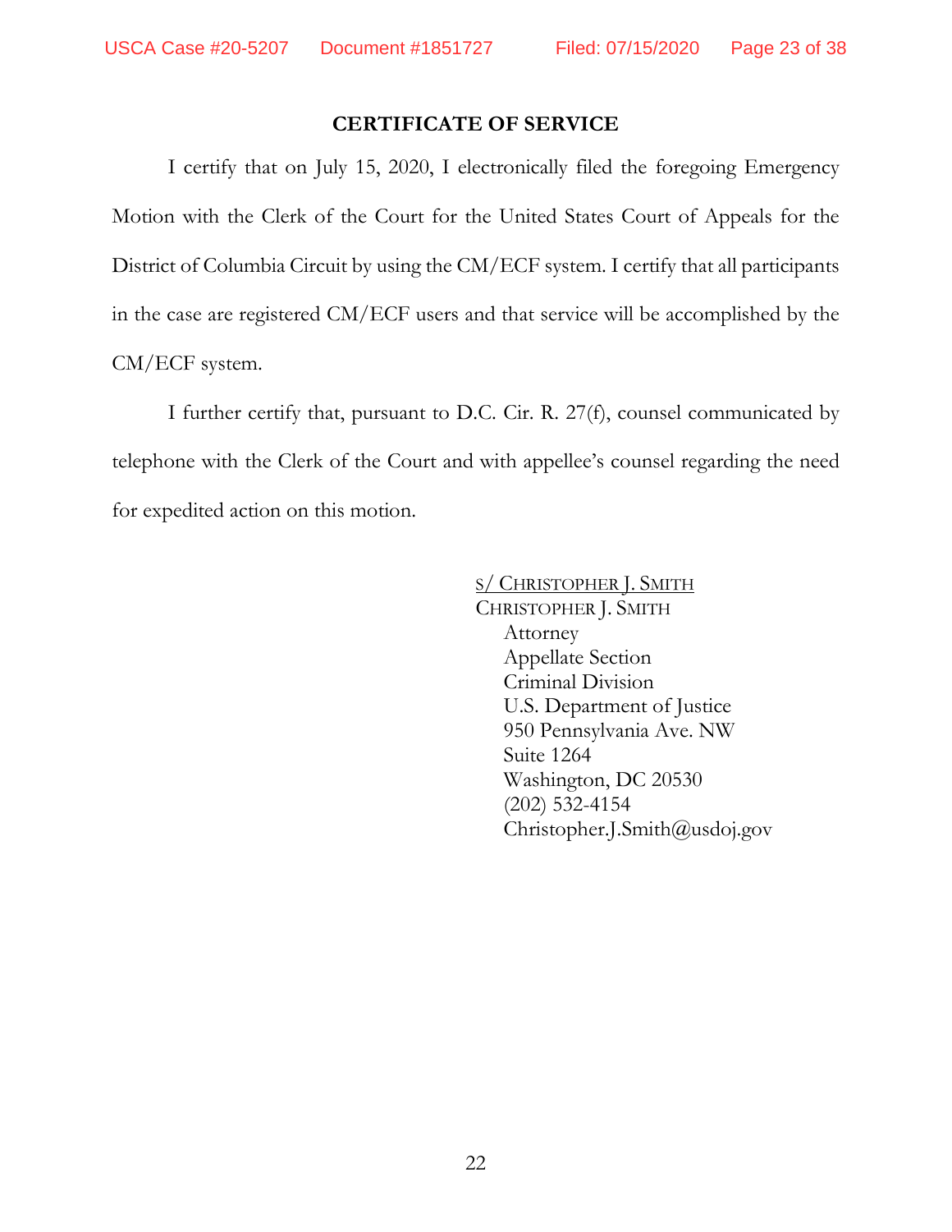## CERTIFICATE OF SERVICE

I certify that on July 15, 2020, I electronically filed the foregoing Emergency Motion with the Clerk of the Court for the United States Court of Appeals for the District of Columbia Circuit by using the CM/ECF system. I certify that all participants in the case are registered CM/ECF users and that service will be accomplished by the CM/ECF system.

I further certify that, pursuant to D.C. Cir. R. 27(f), counsel communicated by telephone with the Clerk of the Court and with appellee's counsel regarding the need for expedited action on this motion.

S/ CHRISTOPHER J. SMITH
CHRISTOPHER J. SMITH
Attorney
Appellate Section
Criminal Division
U.S. Department of Justice
950 Pennsylvania Ave. NW
Suite 1264
Washington, DC 20530
(202) 532-4154
Christopher.J.Smith@usdoj.gov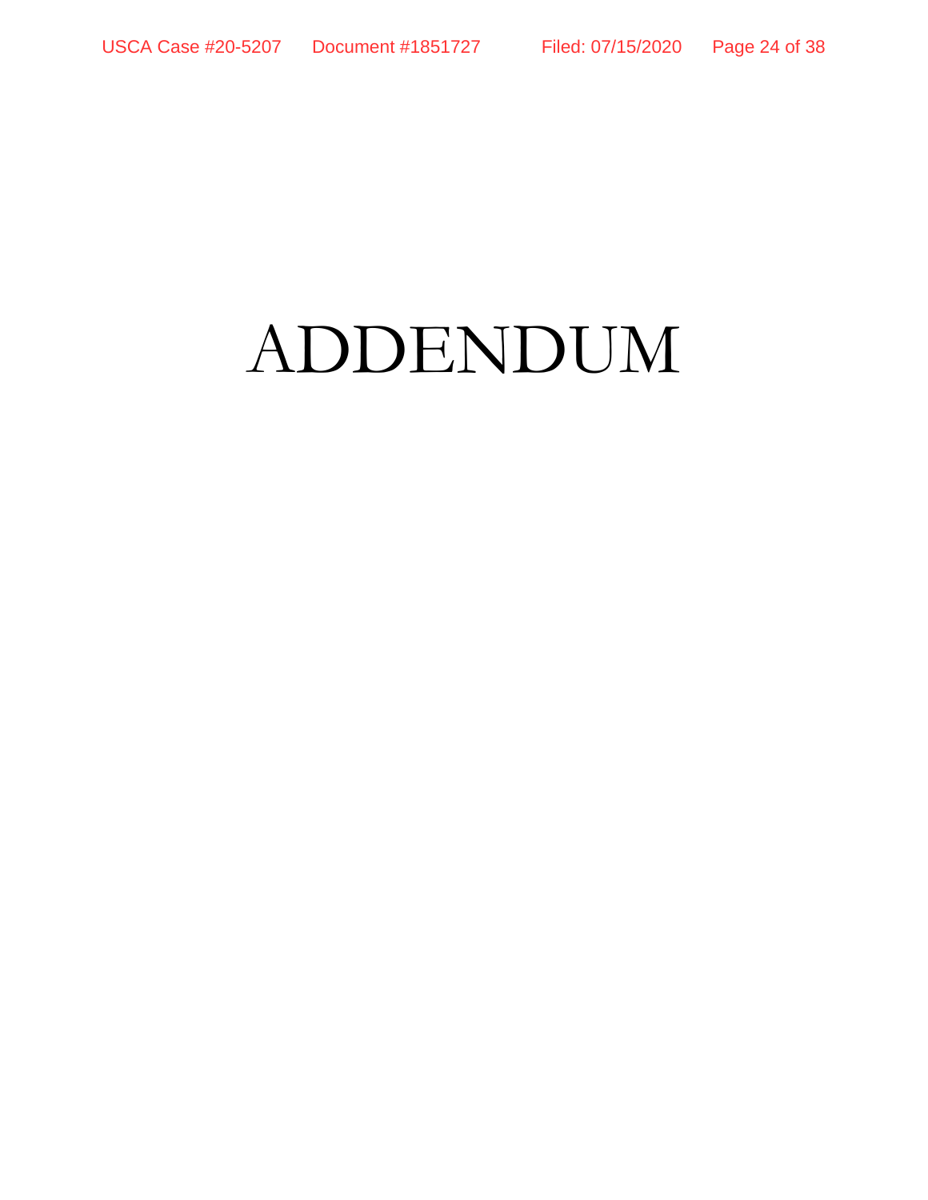# ADDENDUM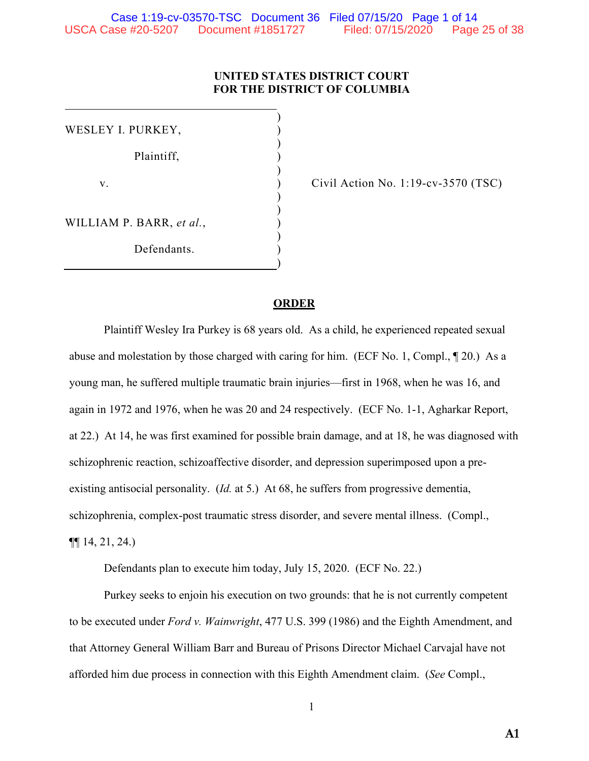**UNITED STATES DISTRICT COURT**
**FOR THE DISTRICT OF COLUMBIA**

| | |
|---|---|
| WESLEY I. PURKEY,<br><br>Plaintiff,<br><br>v.<br><br>WILLIAM P. BARR, *et al.*,<br><br>Defendants. | Civil Action No. 1:19-cv-3570 (TSC) |

**ORDER**

Plaintiff Wesley Ira Purkey is 68 years old. As a child, he experienced repeated sexual abuse and molestation by those charged with caring for him. (ECF No. 1, Compl., ¶ 20.) As a young man, he suffered multiple traumatic brain injuries—first in 1968, when he was 16, and again in 1972 and 1976, when he was 20 and 24 respectively. (ECF No. 1-1, Agharkar Report, at 22.) At 14, he was first examined for possible brain damage, and at 18, he was diagnosed with schizophrenic reaction, schizoaffective disorder, and depression superimposed upon a pre-existing antisocial personality. (*Id.* at 5.) At 68, he suffers from progressive dementia, schizophrenia, complex-post traumatic stress disorder, and severe mental illness. (Compl., ¶¶ 14, 21, 24.)

Defendants plan to execute him today, July 15, 2020. (ECF No. 22.)

Purkey seeks to enjoin his execution on two grounds: that he is not currently competent to be executed under *Ford v. Wainwright*, 477 U.S. 399 (1986) and the Eighth Amendment, and that Attorney General William Barr and Bureau of Prisons Director Michael Carvajal have not afforded him due process in connection with this Eighth Amendment claim. (*See* Compl.,

A1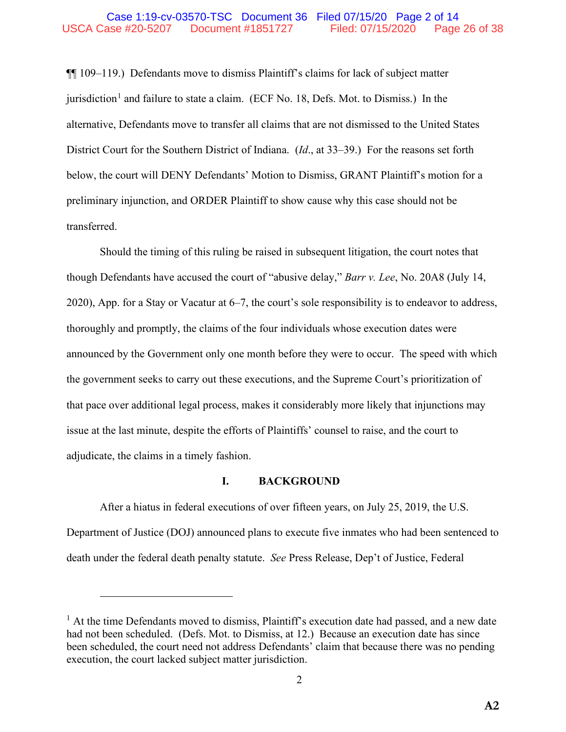¶¶ 109–119.) Defendants move to dismiss Plaintiff's claims for lack of subject matter jurisdiction[1] and failure to state a claim. (ECF No. 18, Defs. Mot. to Dismiss.) In the alternative, Defendants move to transfer all claims that are not dismissed to the United States District Court for the Southern District of Indiana. (*Id*., at 33–39.) For the reasons set forth below, the court will DENY Defendants' Motion to Dismiss, GRANT Plaintiff's motion for a preliminary injunction, and ORDER Plaintiff to show cause why this case should not be transferred.

Should the timing of this ruling be raised in subsequent litigation, the court notes that though Defendants have accused the court of "abusive delay," *Barr v. Lee*, No. 20A8 (July 14, 2020), App. for a Stay or Vacatur at 6–7, the court's sole responsibility is to endeavor to address, thoroughly and promptly, the claims of the four individuals whose execution dates were announced by the Government only one month before they were to occur. The speed with which the government seeks to carry out these executions, and the Supreme Court's prioritization of that pace over additional legal process, makes it considerably more likely that injunctions may issue at the last minute, despite the efforts of Plaintiffs' counsel to raise, and the court to adjudicate, the claims in a timely fashion.

## I. BACKGROUND

After a hiatus in federal executions of over fifteen years, on July 25, 2019, the U.S. Department of Justice (DOJ) announced plans to execute five inmates who had been sentenced to death under the federal death penalty statute. *See* Press Release, Dep't of Justice, Federal

---

[1] At the time Defendants moved to dismiss, Plaintiff's execution date had passed, and a new date had not been scheduled. (Defs. Mot. to Dismiss, at 12.) Because an execution date has since been scheduled, the court need not address Defendants' claim that because there was no pending execution, the court lacked subject matter jurisdiction.

A2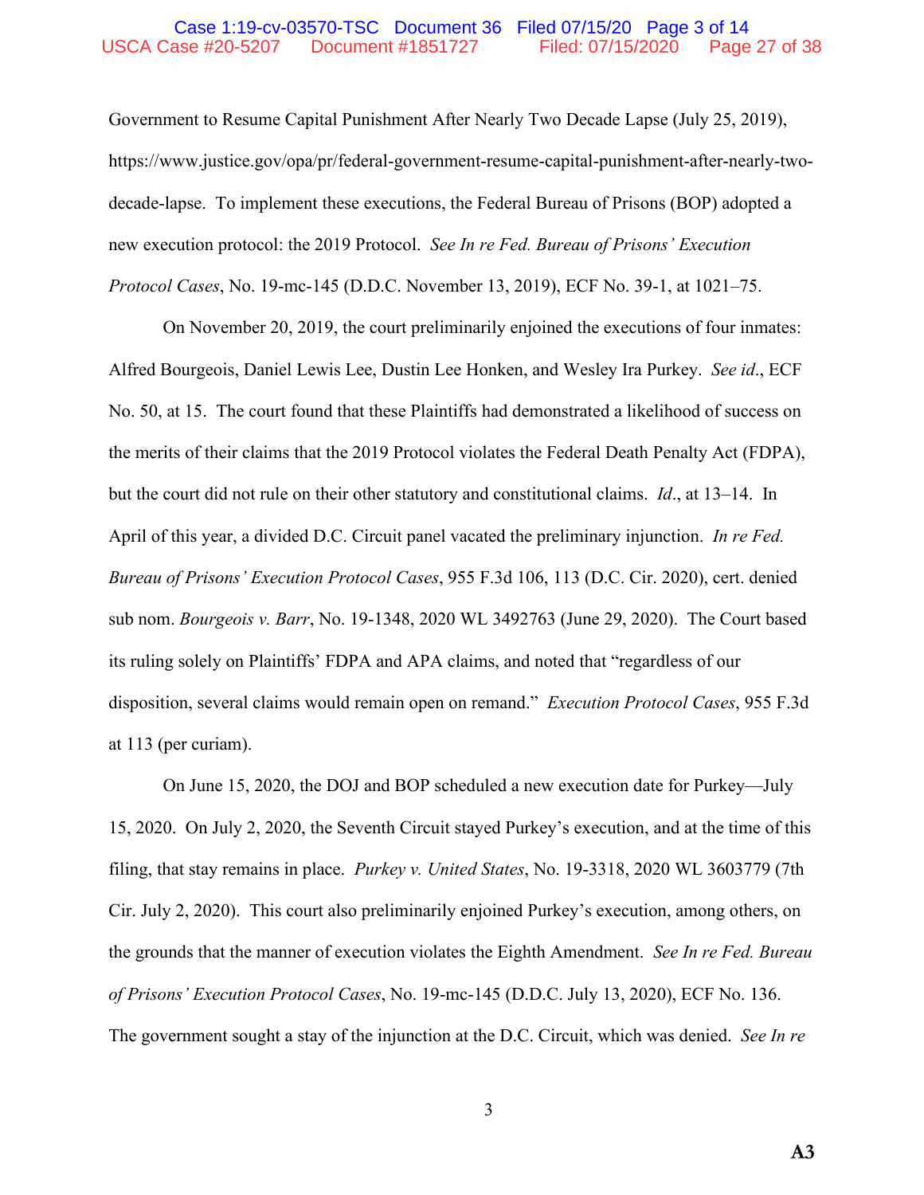Government to Resume Capital Punishment After Nearly Two Decade Lapse (July 25, 2019), https://www.justice.gov/opa/pr/federal-government-resume-capital-punishment-after-nearly-two-decade-lapse. To implement these executions, the Federal Bureau of Prisons (BOP) adopted a new execution protocol: the 2019 Protocol. *See In re Fed. Bureau of Prisons' Execution Protocol Cases*, No. 19-mc-145 (D.D.C. November 13, 2019), ECF No. 39-1, at 1021–75.

On November 20, 2019, the court preliminarily enjoined the executions of four inmates: Alfred Bourgeois, Daniel Lewis Lee, Dustin Lee Honken, and Wesley Ira Purkey. *See id*., ECF No. 50, at 15. The court found that these Plaintiffs had demonstrated a likelihood of success on the merits of their claims that the 2019 Protocol violates the Federal Death Penalty Act (FDPA), but the court did not rule on their other statutory and constitutional claims. *Id*., at 13–14. In April of this year, a divided D.C. Circuit panel vacated the preliminary injunction. *In re Fed. Bureau of Prisons' Execution Protocol Cases*, 955 F.3d 106, 113 (D.C. Cir. 2020), cert. denied sub nom. *Bourgeois v. Barr*, No. 19-1348, 2020 WL 3492763 (June 29, 2020). The Court based its ruling solely on Plaintiffs' FDPA and APA claims, and noted that "regardless of our disposition, several claims would remain open on remand." *Execution Protocol Cases*, 955 F.3d at 113 (per curiam).

On June 15, 2020, the DOJ and BOP scheduled a new execution date for Purkey—July 15, 2020. On July 2, 2020, the Seventh Circuit stayed Purkey's execution, and at the time of this filing, that stay remains in place. *Purkey v. United States*, No. 19-3318, 2020 WL 3603779 (7th Cir. July 2, 2020). This court also preliminarily enjoined Purkey's execution, among others, on the grounds that the manner of execution violates the Eighth Amendment. *See In re Fed. Bureau of Prisons' Execution Protocol Cases*, No. 19-mc-145 (D.D.C. July 13, 2020), ECF No. 136. The government sought a stay of the injunction at the D.C. Circuit, which was denied. *See In re*

A3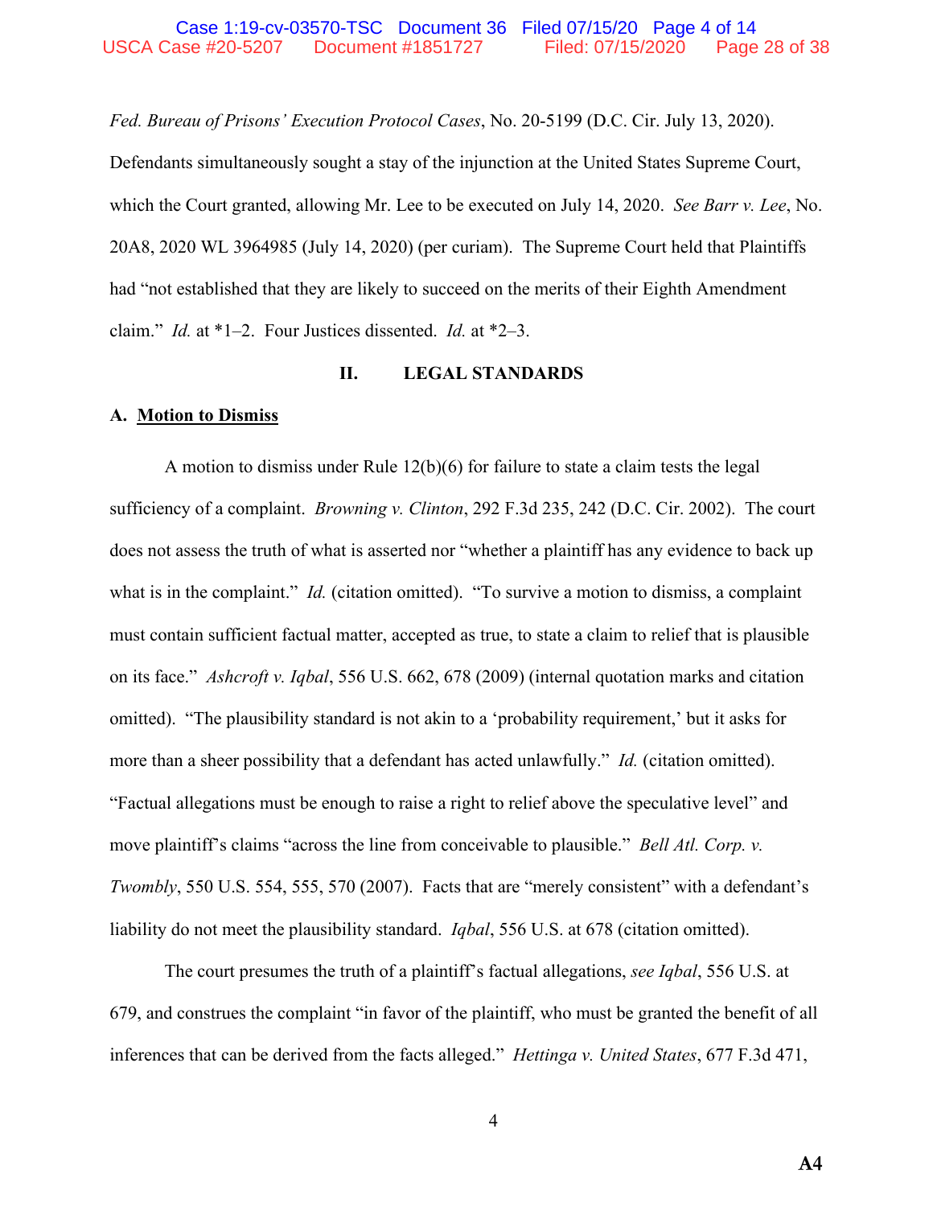*Fed. Bureau of Prisons' Execution Protocol Cases*, No. 20-5199 (D.C. Cir. July 13, 2020). Defendants simultaneously sought a stay of the injunction at the United States Supreme Court, which the Court granted, allowing Mr. Lee to be executed on July 14, 2020. *See Barr v. Lee*, No. 20A8, 2020 WL 3964985 (July 14, 2020) (per curiam). The Supreme Court held that Plaintiffs had "not established that they are likely to succeed on the merits of their Eighth Amendment claim." *Id.* at *1–2. Four Justices dissented. *Id.* at *2–3.

## II. LEGAL STANDARDS

### A. Motion to Dismiss

A motion to dismiss under Rule 12(b)(6) for failure to state a claim tests the legal sufficiency of a complaint. *Browning v. Clinton*, 292 F.3d 235, 242 (D.C. Cir. 2002). The court does not assess the truth of what is asserted nor "whether a plaintiff has any evidence to back up what is in the complaint." *Id.* (citation omitted). "To survive a motion to dismiss, a complaint must contain sufficient factual matter, accepted as true, to state a claim to relief that is plausible on its face." *Ashcroft v. Iqbal*, 556 U.S. 662, 678 (2009) (internal quotation marks and citation omitted). "The plausibility standard is not akin to a 'probability requirement,' but it asks for more than a sheer possibility that a defendant has acted unlawfully." *Id.* (citation omitted). "Factual allegations must be enough to raise a right to relief above the speculative level" and move plaintiff's claims "across the line from conceivable to plausible." *Bell Atl. Corp. v. Twombly*, 550 U.S. 554, 555, 570 (2007). Facts that are "merely consistent" with a defendant's liability do not meet the plausibility standard. *Iqbal*, 556 U.S. at 678 (citation omitted).

The court presumes the truth of a plaintiff's factual allegations, *see Iqbal*, 556 U.S. at 679, and construes the complaint "in favor of the plaintiff, who must be granted the benefit of all inferences that can be derived from the facts alleged." *Hettinga v. United States*, 677 F.3d 471,

A4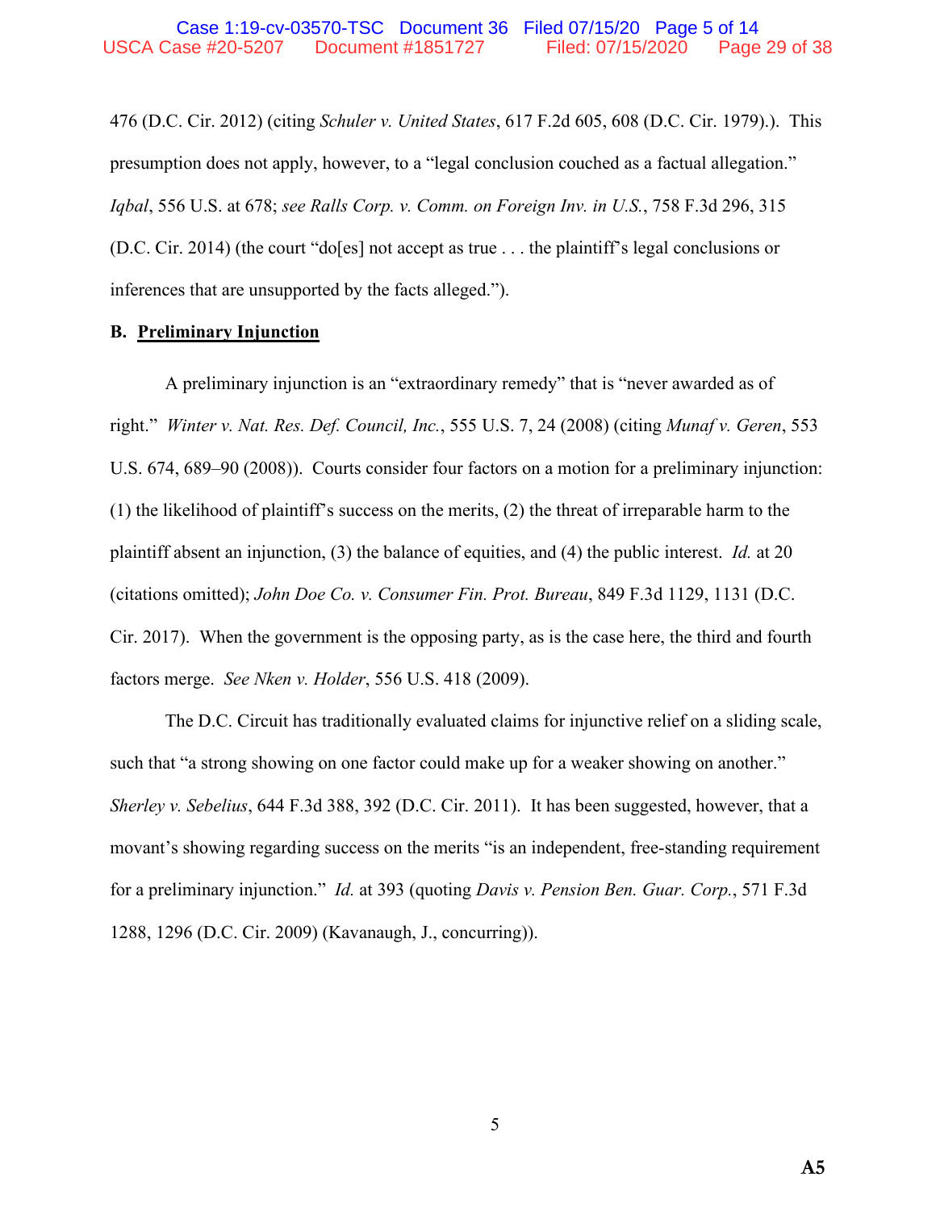476 (D.C. Cir. 2012) (citing *Schuler v. United States*, 617 F.2d 605, 608 (D.C. Cir. 1979).). This presumption does not apply, however, to a "legal conclusion couched as a factual allegation." *Iqbal*, 556 U.S. at 678; *see Ralls Corp. v. Comm. on Foreign Inv. in U.S.*, 758 F.3d 296, 315 (D.C. Cir. 2014) (the court "do[es] not accept as true . . . the plaintiff's legal conclusions or inferences that are unsupported by the facts alleged.").

**B. Preliminary Injunction**

A preliminary injunction is an "extraordinary remedy" that is "never awarded as of right." *Winter v. Nat. Res. Def. Council, Inc.*, 555 U.S. 7, 24 (2008) (citing *Munaf v. Geren*, 553 U.S. 674, 689–90 (2008)). Courts consider four factors on a motion for a preliminary injunction: (1) the likelihood of plaintiff's success on the merits, (2) the threat of irreparable harm to the plaintiff absent an injunction, (3) the balance of equities, and (4) the public interest. *Id.* at 20 (citations omitted); *John Doe Co. v. Consumer Fin. Prot. Bureau*, 849 F.3d 1129, 1131 (D.C. Cir. 2017). When the government is the opposing party, as is the case here, the third and fourth factors merge. *See Nken v. Holder*, 556 U.S. 418 (2009).

The D.C. Circuit has traditionally evaluated claims for injunctive relief on a sliding scale, such that "a strong showing on one factor could make up for a weaker showing on another." *Sherley v. Sebelius*, 644 F.3d 388, 392 (D.C. Cir. 2011). It has been suggested, however, that a movant's showing regarding success on the merits "is an independent, free-standing requirement for a preliminary injunction." *Id.* at 393 (quoting *Davis v. Pension Ben. Guar. Corp.*, 571 F.3d 1288, 1296 (D.C. Cir. 2009) (Kavanaugh, J., concurring)).

**A5**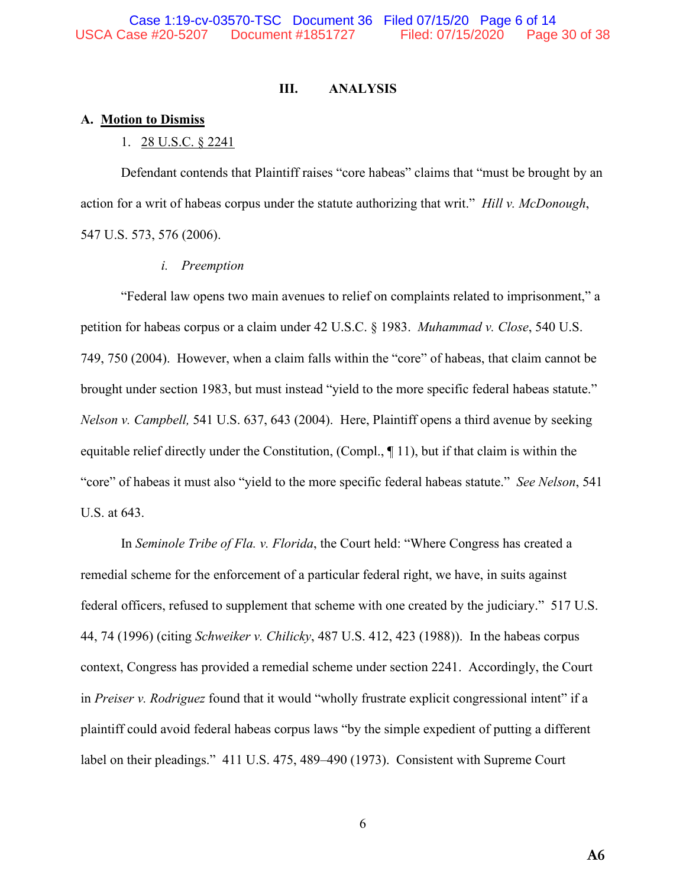### III. ANALYSIS

**A. Motion to Dismiss**

1. 28 U.S.C. § 2241

Defendant contends that Plaintiff raises "core habeas" claims that "must be brought by an action for a writ of habeas corpus under the statute authorizing that writ." *Hill v. McDonough*, 547 U.S. 573, 576 (2006).

*i. Preemption*

"Federal law opens two main avenues to relief on complaints related to imprisonment," a petition for habeas corpus or a claim under 42 U.S.C. § 1983. *Muhammad v. Close*, 540 U.S. 749, 750 (2004). However, when a claim falls within the "core" of habeas, that claim cannot be brought under section 1983, but must instead "yield to the more specific federal habeas statute." *Nelson v. Campbell,* 541 U.S. 637, 643 (2004). Here, Plaintiff opens a third avenue by seeking equitable relief directly under the Constitution, (Compl., ¶ 11), but if that claim is within the "core" of habeas it must also "yield to the more specific federal habeas statute." *See Nelson*, 541 U.S. at 643.

In *Seminole Tribe of Fla. v. Florida*, the Court held: "Where Congress has created a remedial scheme for the enforcement of a particular federal right, we have, in suits against federal officers, refused to supplement that scheme with one created by the judiciary." 517 U.S. 44, 74 (1996) (citing *Schweiker v. Chilicky*, 487 U.S. 412, 423 (1988)). In the habeas corpus context, Congress has provided a remedial scheme under section 2241. Accordingly, the Court in *Preiser v. Rodriguez* found that it would "wholly frustrate explicit congressional intent" if a plaintiff could avoid federal habeas corpus laws "by the simple expedient of putting a different label on their pleadings." 411 U.S. 475, 489–490 (1973). Consistent with Supreme Court

A6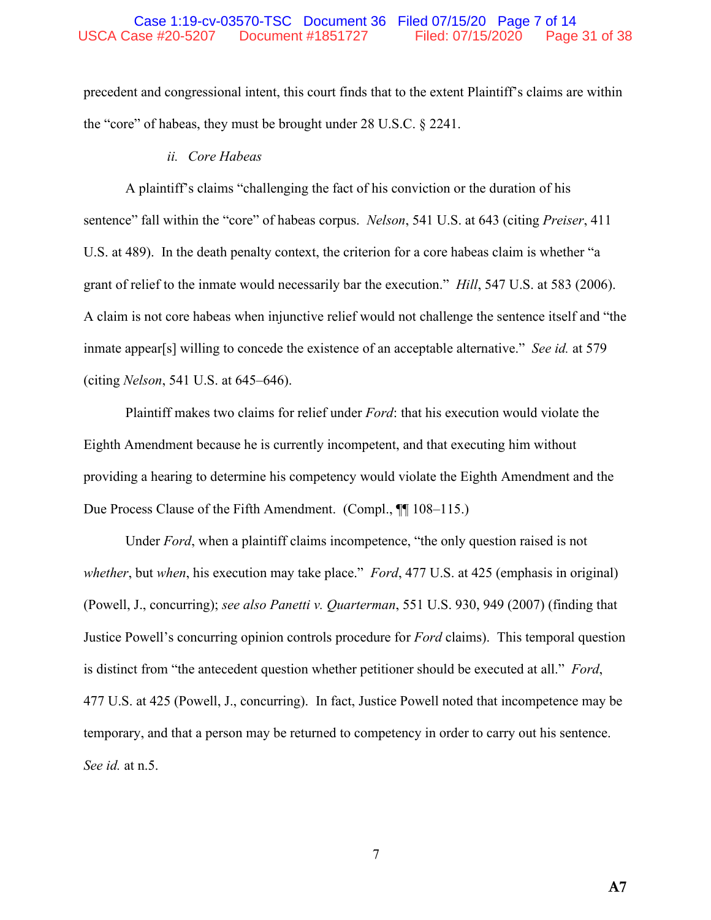precedent and congressional intent, this court finds that to the extent Plaintiff's claims are within the "core" of habeas, they must be brought under 28 U.S.C. § 2241.

*ii. Core Habeas*

A plaintiff's claims "challenging the fact of his conviction or the duration of his sentence" fall within the "core" of habeas corpus. *Nelson*, 541 U.S. at 643 (citing *Preiser*, 411 U.S. at 489). In the death penalty context, the criterion for a core habeas claim is whether "a grant of relief to the inmate would necessarily bar the execution." *Hill*, 547 U.S. at 583 (2006). A claim is not core habeas when injunctive relief would not challenge the sentence itself and "the inmate appear[s] willing to concede the existence of an acceptable alternative." *See id.* at 579 (citing *Nelson*, 541 U.S. at 645–646).

Plaintiff makes two claims for relief under *Ford*: that his execution would violate the Eighth Amendment because he is currently incompetent, and that executing him without providing a hearing to determine his competency would violate the Eighth Amendment and the Due Process Clause of the Fifth Amendment. (Compl., ¶¶ 108–115.)

Under *Ford*, when a plaintiff claims incompetence, "the only question raised is not *whether*, but *when*, his execution may take place." *Ford*, 477 U.S. at 425 (emphasis in original) (Powell, J., concurring); *see also Panetti v. Quarterman*, 551 U.S. 930, 949 (2007) (finding that Justice Powell's concurring opinion controls procedure for *Ford* claims). This temporal question is distinct from "the antecedent question whether petitioner should be executed at all." *Ford*, 477 U.S. at 425 (Powell, J., concurring). In fact, Justice Powell noted that incompetence may be temporary, and that a person may be returned to competency in order to carry out his sentence. *See id.* at n.5.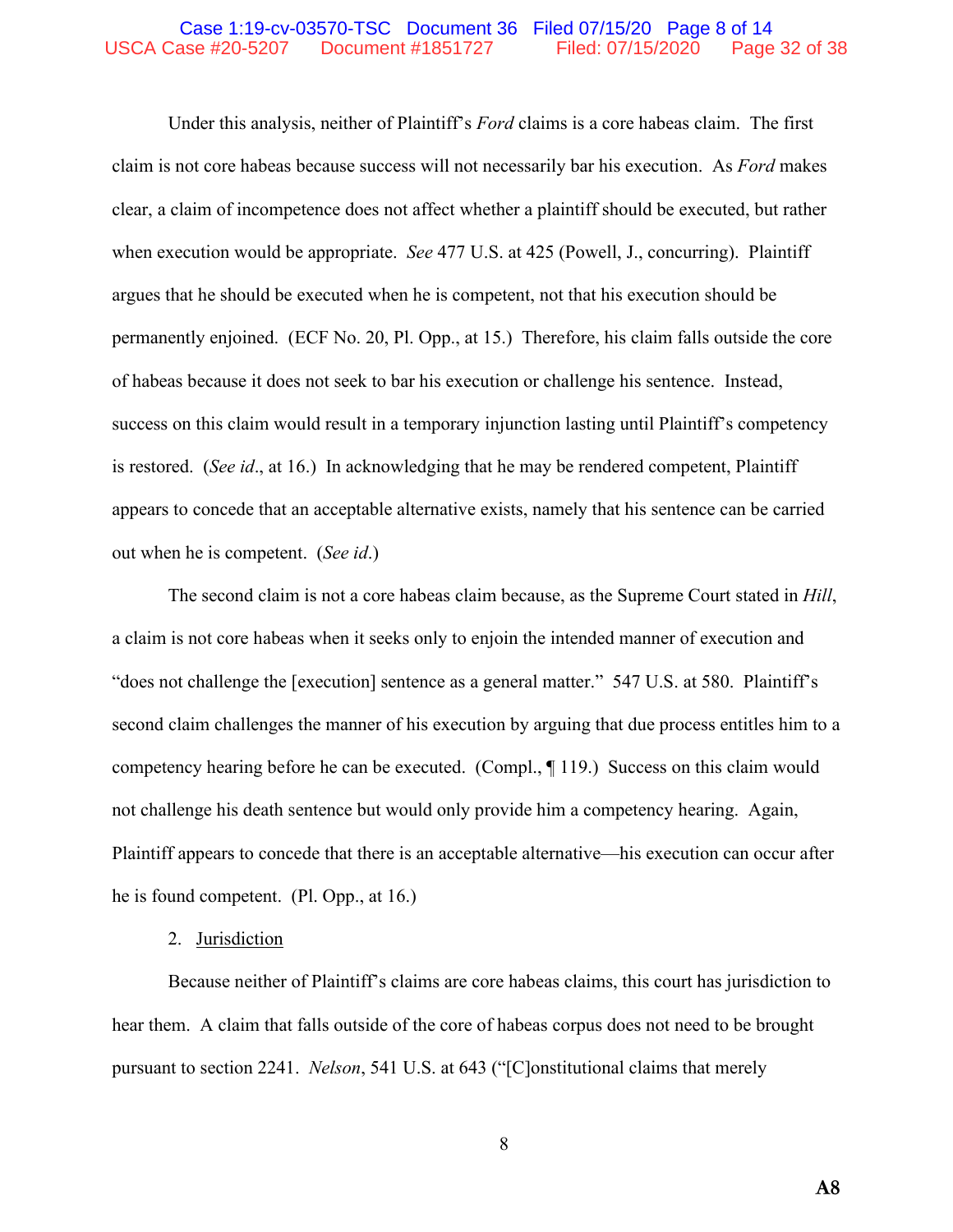Under this analysis, neither of Plaintiff's *Ford* claims is a core habeas claim. The first claim is not core habeas because success will not necessarily bar his execution. As *Ford* makes clear, a claim of incompetence does not affect whether a plaintiff should be executed, but rather when execution would be appropriate. *See* 477 U.S. at 425 (Powell, J., concurring). Plaintiff argues that he should be executed when he is competent, not that his execution should be permanently enjoined. (ECF No. 20, Pl. Opp., at 15.) Therefore, his claim falls outside the core of habeas because it does not seek to bar his execution or challenge his sentence. Instead, success on this claim would result in a temporary injunction lasting until Plaintiff's competency is restored. (*See id*., at 16.) In acknowledging that he may be rendered competent, Plaintiff appears to concede that an acceptable alternative exists, namely that his sentence can be carried out when he is competent. (*See id*.)

The second claim is not a core habeas claim because, as the Supreme Court stated in *Hill*, a claim is not core habeas when it seeks only to enjoin the intended manner of execution and "does not challenge the [execution] sentence as a general matter." 547 U.S. at 580. Plaintiff's second claim challenges the manner of his execution by arguing that due process entitles him to a competency hearing before he can be executed. (Compl., ¶ 119.) Success on this claim would not challenge his death sentence but would only provide him a competency hearing. Again, Plaintiff appears to concede that there is an acceptable alternative—his execution can occur after he is found competent. (Pl. Opp., at 16.)

2. Jurisdiction

Because neither of Plaintiff's claims are core habeas claims, this court has jurisdiction to hear them. A claim that falls outside of the core of habeas corpus does not need to be brought pursuant to section 2241. *Nelson*, 541 U.S. at 643 ("[C]onstitutional claims that merely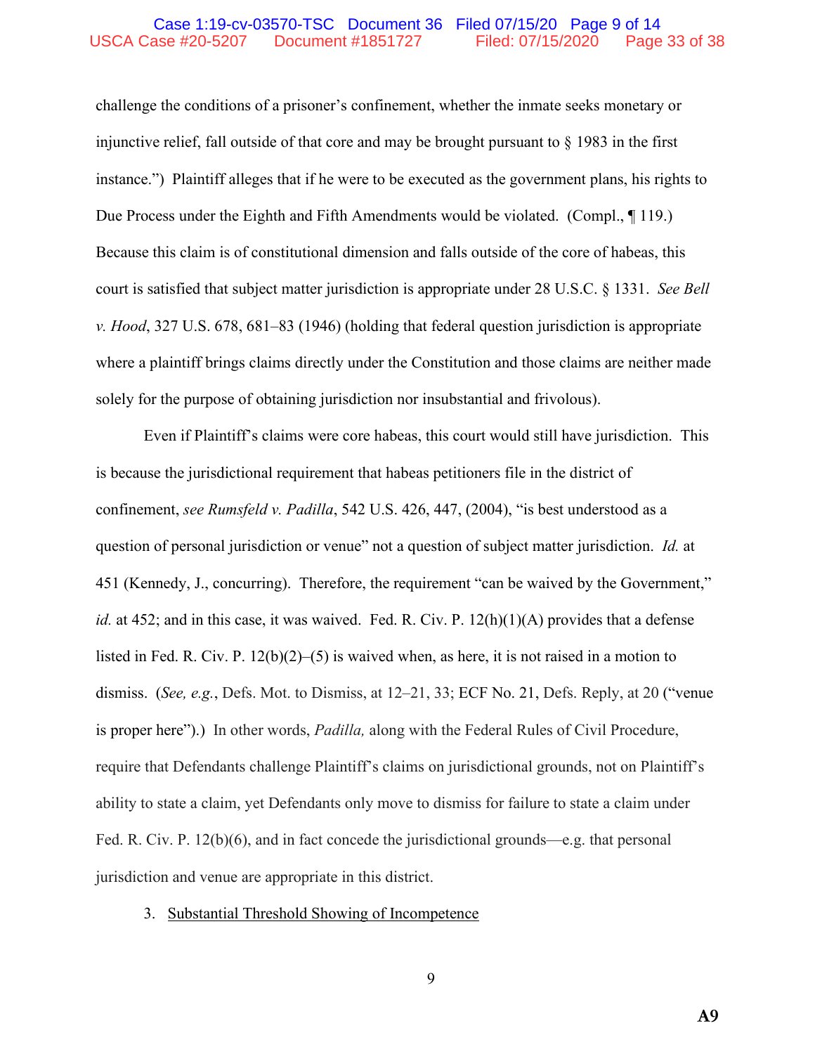challenge the conditions of a prisoner's confinement, whether the inmate seeks monetary or injunctive relief, fall outside of that core and may be brought pursuant to § 1983 in the first instance.") Plaintiff alleges that if he were to be executed as the government plans, his rights to Due Process under the Eighth and Fifth Amendments would be violated. (Compl., ¶ 119.) Because this claim is of constitutional dimension and falls outside of the core of habeas, this court is satisfied that subject matter jurisdiction is appropriate under 28 U.S.C. § 1331. *See Bell v. Hood*, 327 U.S. 678, 681–83 (1946) (holding that federal question jurisdiction is appropriate where a plaintiff brings claims directly under the Constitution and those claims are neither made solely for the purpose of obtaining jurisdiction nor insubstantial and frivolous).

Even if Plaintiff's claims were core habeas, this court would still have jurisdiction. This is because the jurisdictional requirement that habeas petitioners file in the district of confinement, *see Rumsfeld v. Padilla*, 542 U.S. 426, 447, (2004), "is best understood as a question of personal jurisdiction or venue" not a question of subject matter jurisdiction. *Id.* at 451 (Kennedy, J., concurring). Therefore, the requirement "can be waived by the Government," *id.* at 452; and in this case, it was waived. Fed. R. Civ. P. 12(h)(1)(A) provides that a defense listed in Fed. R. Civ. P. 12(b)(2)–(5) is waived when, as here, it is not raised in a motion to dismiss. (*See, e.g.*, Defs. Mot. to Dismiss, at 12–21, 33; ECF No. 21, Defs. Reply, at 20 ("venue is proper here").) In other words, *Padilla,* along with the Federal Rules of Civil Procedure, require that Defendants challenge Plaintiff's claims on jurisdictional grounds, not on Plaintiff's ability to state a claim, yet Defendants only move to dismiss for failure to state a claim under Fed. R. Civ. P. 12(b)(6), and in fact concede the jurisdictional grounds—e.g. that personal jurisdiction and venue are appropriate in this district.

3. Substantial Threshold Showing of Incompetence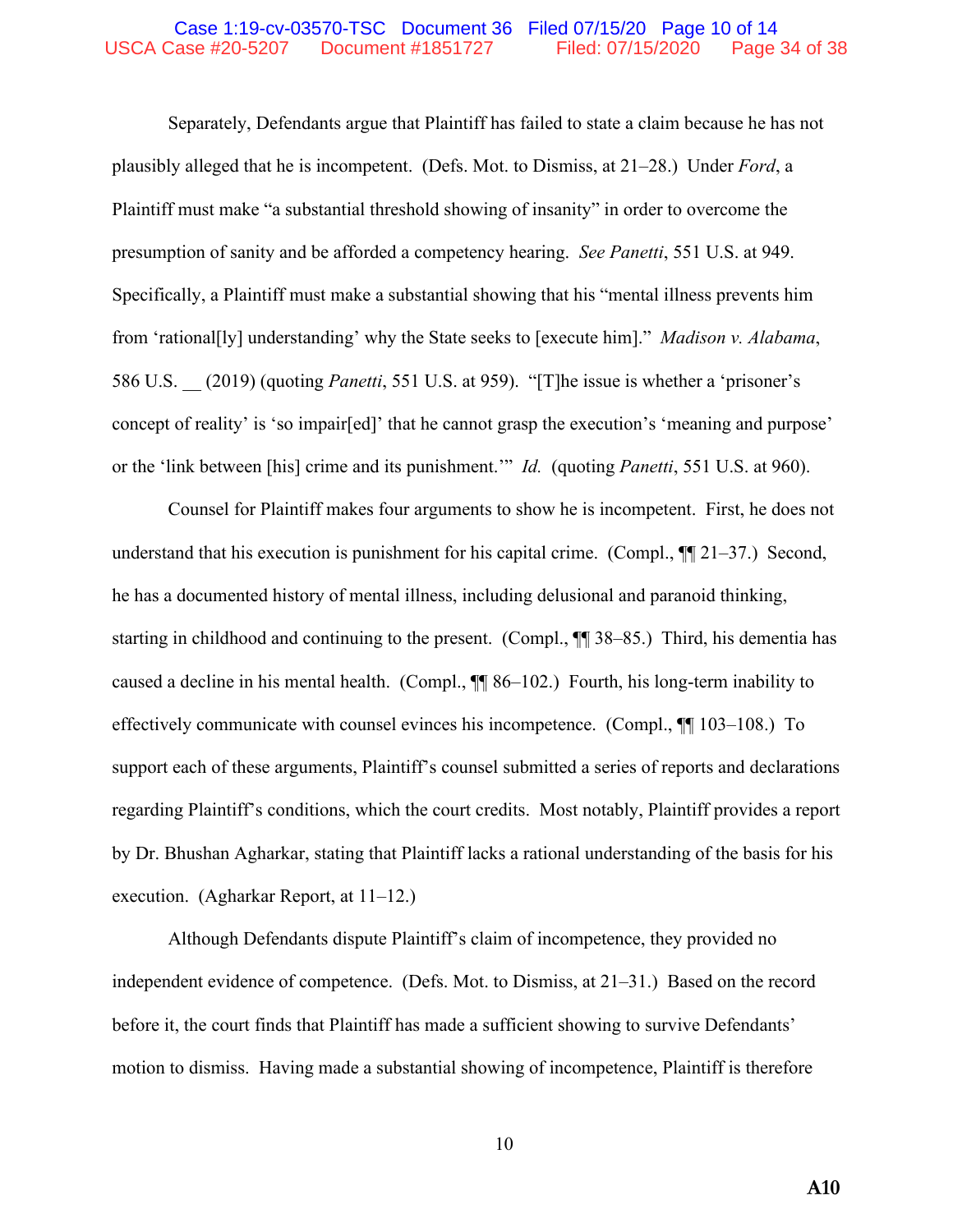Separately, Defendants argue that Plaintiff has failed to state a claim because he has not plausibly alleged that he is incompetent. (Defs. Mot. to Dismiss, at 21–28.) Under *Ford*, a Plaintiff must make "a substantial threshold showing of insanity" in order to overcome the presumption of sanity and be afforded a competency hearing. *See Panetti*, 551 U.S. at 949. Specifically, a Plaintiff must make a substantial showing that his "mental illness prevents him from 'rational[ly] understanding' why the State seeks to [execute him]." *Madison v. Alabama*, 586 U.S. __ (2019) (quoting *Panetti*, 551 U.S. at 959). "[T]he issue is whether a 'prisoner's concept of reality' is 'so impair[ed]' that he cannot grasp the execution's 'meaning and purpose' or the 'link between [his] crime and its punishment.'" *Id.* (quoting *Panetti*, 551 U.S. at 960).

Counsel for Plaintiff makes four arguments to show he is incompetent. First, he does not understand that his execution is punishment for his capital crime. (Compl., ¶¶ 21–37.) Second, he has a documented history of mental illness, including delusional and paranoid thinking, starting in childhood and continuing to the present. (Compl., ¶¶ 38–85.) Third, his dementia has caused a decline in his mental health. (Compl., ¶¶ 86–102.) Fourth, his long-term inability to effectively communicate with counsel evinces his incompetence. (Compl., ¶¶ 103–108.) To support each of these arguments, Plaintiff's counsel submitted a series of reports and declarations regarding Plaintiff's conditions, which the court credits. Most notably, Plaintiff provides a report by Dr. Bhushan Agharkar, stating that Plaintiff lacks a rational understanding of the basis for his execution. (Agharkar Report, at 11–12.)

Although Defendants dispute Plaintiff's claim of incompetence, they provided no independent evidence of competence. (Defs. Mot. to Dismiss, at 21–31.) Based on the record before it, the court finds that Plaintiff has made a sufficient showing to survive Defendants' motion to dismiss. Having made a substantial showing of incompetence, Plaintiff is therefore

**A10**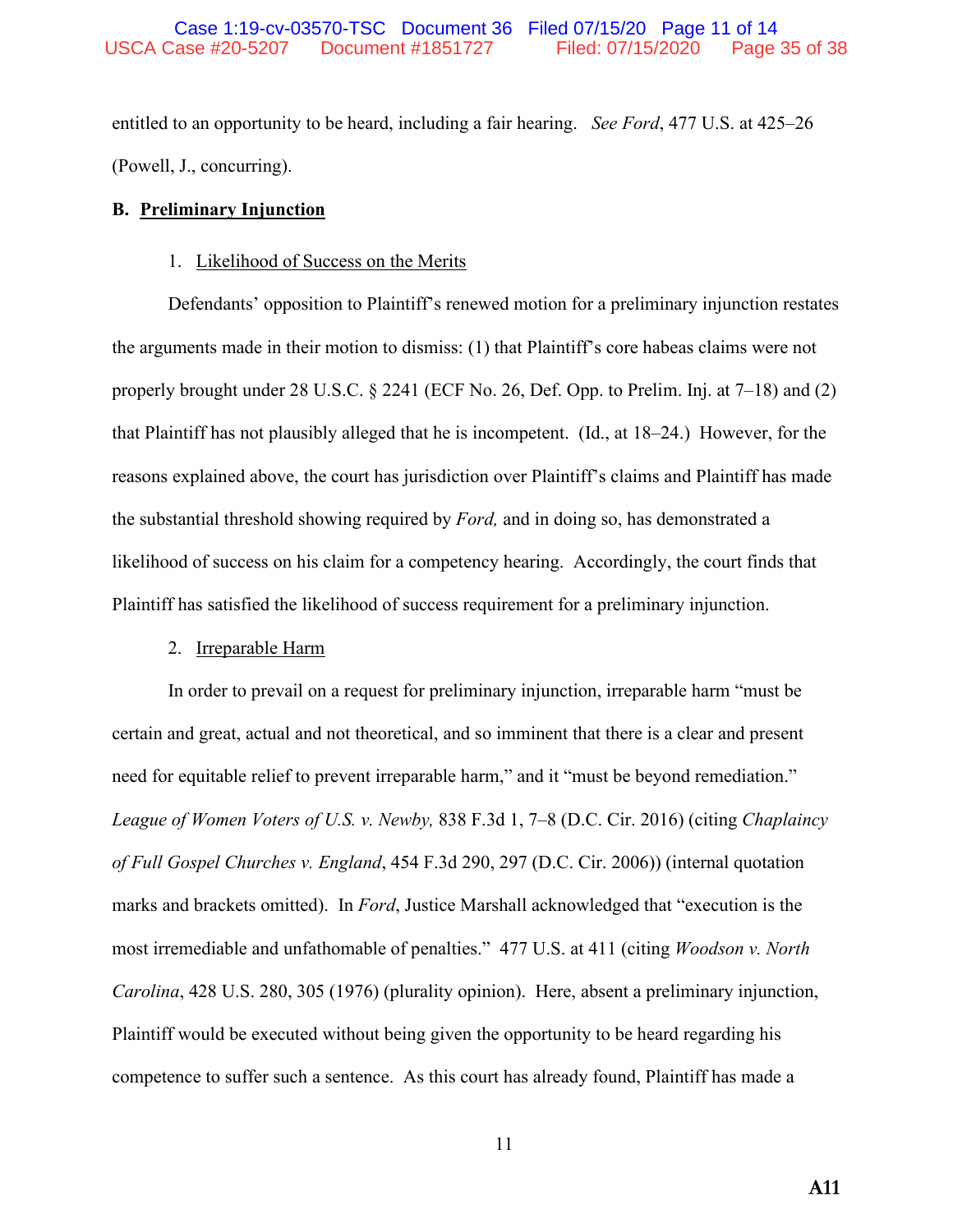entitled to an opportunity to be heard, including a fair hearing. *See Ford*, 477 U.S. at 425–26 (Powell, J., concurring).

**B. <u>Preliminary Injunction</u>**

1. <u>Likelihood of Success on the Merits</u>

Defendants' opposition to Plaintiff's renewed motion for a preliminary injunction restates the arguments made in their motion to dismiss: (1) that Plaintiff's core habeas claims were not properly brought under 28 U.S.C. § 2241 (ECF No. 26, Def. Opp. to Prelim. Inj. at 7–18) and (2) that Plaintiff has not plausibly alleged that he is incompetent. (Id., at 18–24.) However, for the reasons explained above, the court has jurisdiction over Plaintiff's claims and Plaintiff has made the substantial threshold showing required by *Ford,* and in doing so, has demonstrated a likelihood of success on his claim for a competency hearing. Accordingly, the court finds that Plaintiff has satisfied the likelihood of success requirement for a preliminary injunction.

2. <u>Irreparable Harm</u>

In order to prevail on a request for preliminary injunction, irreparable harm "must be certain and great, actual and not theoretical, and so imminent that there is a clear and present need for equitable relief to prevent irreparable harm," and it "must be beyond remediation." *League of Women Voters of U.S. v. Newby,* 838 F.3d 1, 7–8 (D.C. Cir. 2016) (citing *Chaplaincy of Full Gospel Churches v. England*, 454 F.3d 290, 297 (D.C. Cir. 2006)) (internal quotation marks and brackets omitted). In *Ford*, Justice Marshall acknowledged that "execution is the most irremediable and unfathomable of penalties." 477 U.S. at 411 (citing *Woodson v. North Carolina*, 428 U.S. 280, 305 (1976) (plurality opinion). Here, absent a preliminary injunction, Plaintiff would be executed without being given the opportunity to be heard regarding his competence to suffer such a sentence. As this court has already found, Plaintiff has made a

A11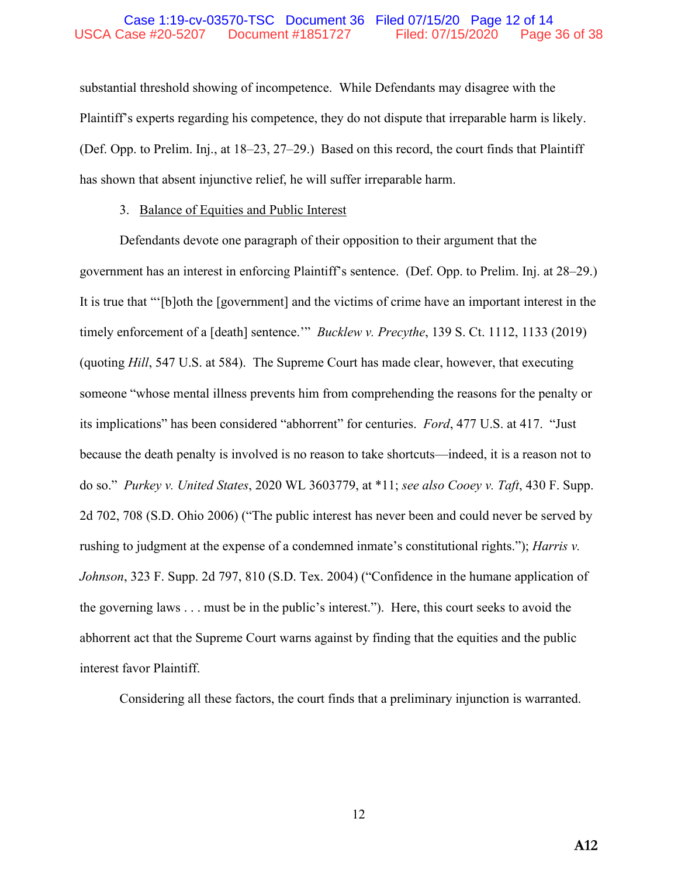substantial threshold showing of incompetence. While Defendants may disagree with the Plaintiff's experts regarding his competence, they do not dispute that irreparable harm is likely. (Def. Opp. to Prelim. Inj., at 18–23, 27–29.) Based on this record, the court finds that Plaintiff has shown that absent injunctive relief, he will suffer irreparable harm.

3. Balance of Equities and Public Interest

Defendants devote one paragraph of their opposition to their argument that the government has an interest in enforcing Plaintiff's sentence. (Def. Opp. to Prelim. Inj. at 28–29.) It is true that "'[b]oth the [government] and the victims of crime have an important interest in the timely enforcement of a [death] sentence.'" *Bucklew v. Precythe*, 139 S. Ct. 1112, 1133 (2019) (quoting *Hill*, 547 U.S. at 584). The Supreme Court has made clear, however, that executing someone "whose mental illness prevents him from comprehending the reasons for the penalty or its implications" has been considered "abhorrent" for centuries. *Ford*, 477 U.S. at 417. "Just because the death penalty is involved is no reason to take shortcuts—indeed, it is a reason not to do so." *Purkey v. United States*, 2020 WL 3603779, at *11; *see also Cooey v. Taft*, 430 F. Supp. 2d 702, 708 (S.D. Ohio 2006) ("The public interest has never been and could never be served by rushing to judgment at the expense of a condemned inmate's constitutional rights."); *Harris v. Johnson*, 323 F. Supp. 2d 797, 810 (S.D. Tex. 2004) ("Confidence in the humane application of the governing laws . . . must be in the public's interest."). Here, this court seeks to avoid the abhorrent act that the Supreme Court warns against by finding that the equities and the public interest favor Plaintiff.

Considering all these factors, the court finds that a preliminary injunction is warranted.

**A12**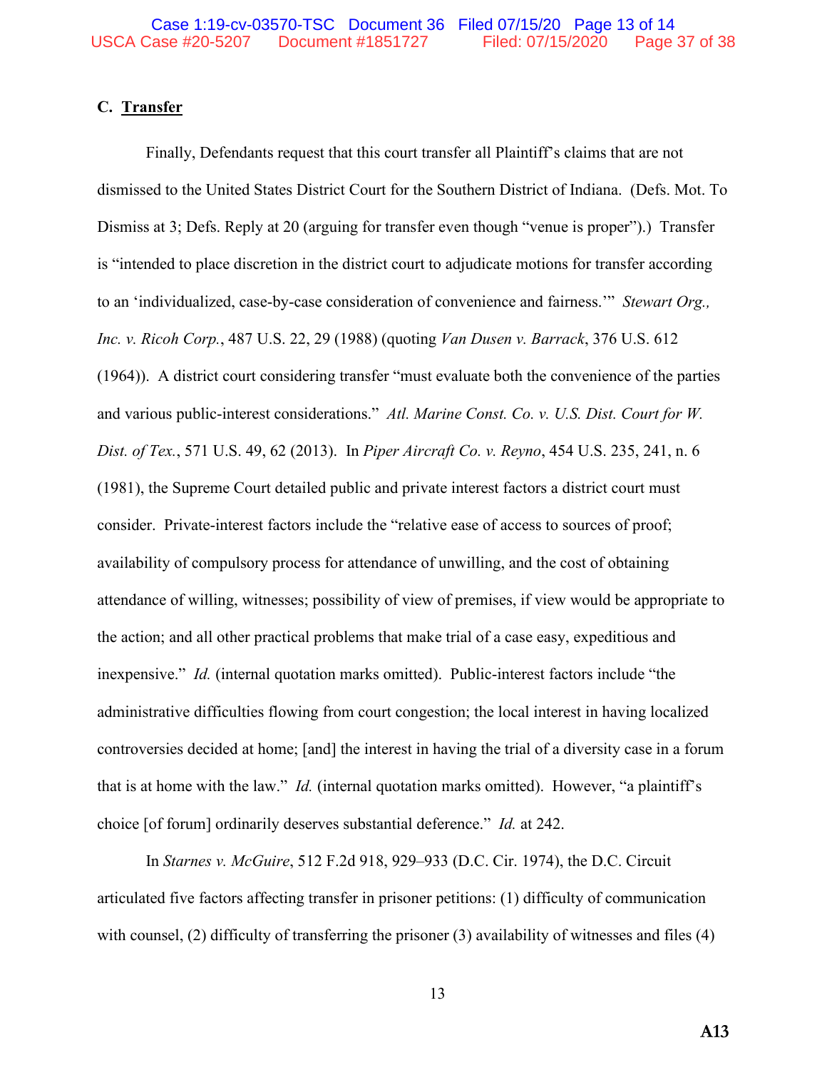### C. Transfer

Finally, Defendants request that this court transfer all Plaintiff's claims that are not dismissed to the United States District Court for the Southern District of Indiana. (Defs. Mot. To Dismiss at 3; Defs. Reply at 20 (arguing for transfer even though "venue is proper").) Transfer is "intended to place discretion in the district court to adjudicate motions for transfer according to an 'individualized, case-by-case consideration of convenience and fairness.'" *Stewart Org., Inc. v. Ricoh Corp.*, 487 U.S. 22, 29 (1988) (quoting *Van Dusen v. Barrack*, 376 U.S. 612 (1964)). A district court considering transfer "must evaluate both the convenience of the parties and various public-interest considerations." *Atl. Marine Const. Co. v. U.S. Dist. Court for W. Dist. of Tex.*, 571 U.S. 49, 62 (2013). In *Piper Aircraft Co. v. Reyno*, 454 U.S. 235, 241, n. 6 (1981), the Supreme Court detailed public and private interest factors a district court must consider. Private-interest factors include the "relative ease of access to sources of proof; availability of compulsory process for attendance of unwilling, and the cost of obtaining attendance of willing, witnesses; possibility of view of premises, if view would be appropriate to the action; and all other practical problems that make trial of a case easy, expeditious and inexpensive." *Id.* (internal quotation marks omitted). Public-interest factors include "the administrative difficulties flowing from court congestion; the local interest in having localized controversies decided at home; [and] the interest in having the trial of a diversity case in a forum that is at home with the law." *Id.* (internal quotation marks omitted). However, "a plaintiff's choice [of forum] ordinarily deserves substantial deference." *Id.* at 242.

In *Starnes v. McGuire*, 512 F.2d 918, 929–933 (D.C. Cir. 1974), the D.C. Circuit articulated five factors affecting transfer in prisoner petitions: (1) difficulty of communication with counsel, (2) difficulty of transferring the prisoner (3) availability of witnesses and files (4)

A13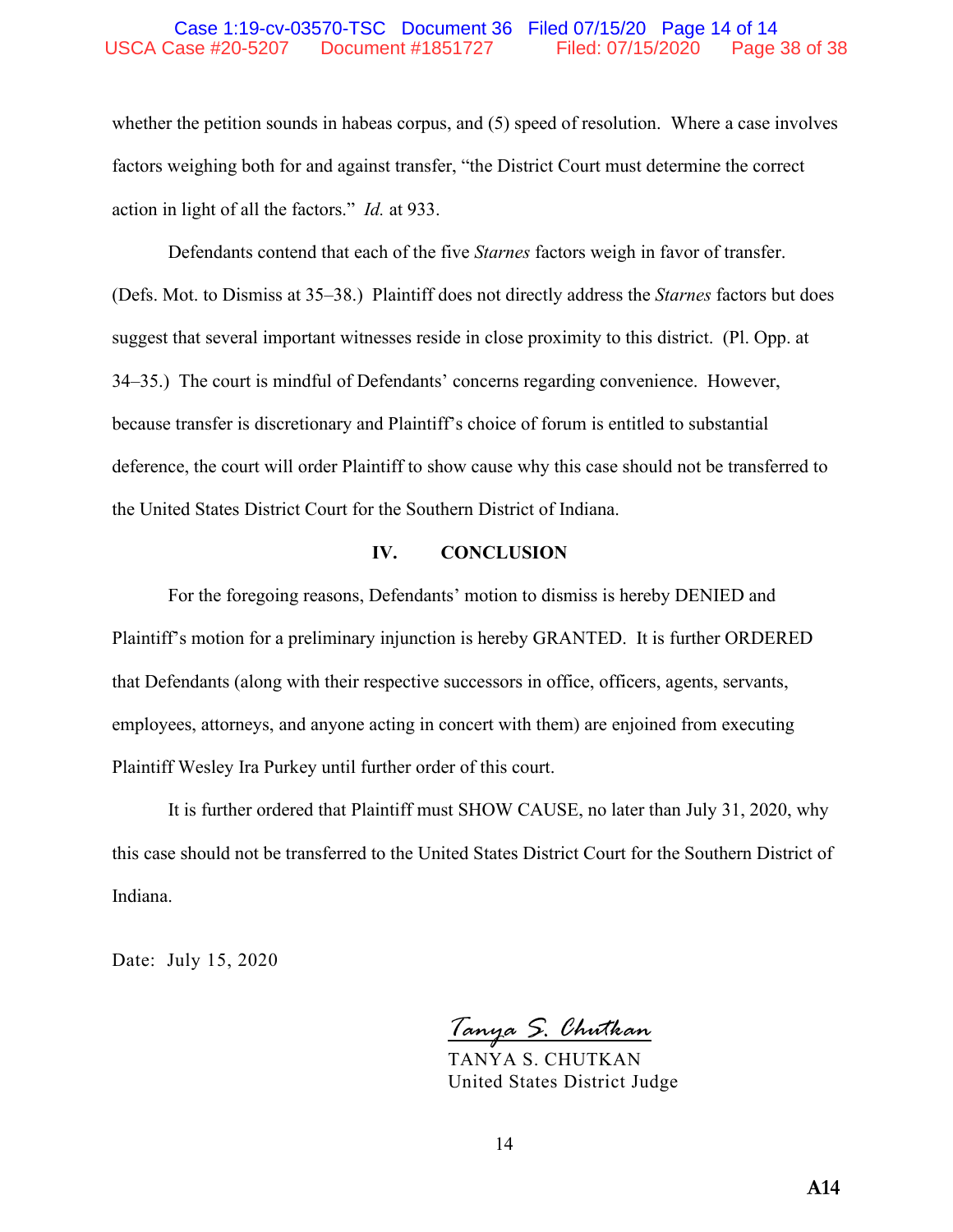whether the petition sounds in habeas corpus, and (5) speed of resolution. Where a case involves factors weighing both for and against transfer, "the District Court must determine the correct action in light of all the factors." *Id.* at 933.

Defendants contend that each of the five *Starnes* factors weigh in favor of transfer. (Defs. Mot. to Dismiss at 35–38.) Plaintiff does not directly address the *Starnes* factors but does suggest that several important witnesses reside in close proximity to this district. (Pl. Opp. at 34–35.) The court is mindful of Defendants' concerns regarding convenience. However, because transfer is discretionary and Plaintiff's choice of forum is entitled to substantial deference, the court will order Plaintiff to show cause why this case should not be transferred to the United States District Court for the Southern District of Indiana.

## IV. CONCLUSION

For the foregoing reasons, Defendants' motion to dismiss is hereby DENIED and Plaintiff's motion for a preliminary injunction is hereby GRANTED. It is further ORDERED that Defendants (along with their respective successors in office, officers, agents, servants, employees, attorneys, and anyone acting in concert with them) are enjoined from executing Plaintiff Wesley Ira Purkey until further order of this court.

It is further ordered that Plaintiff must SHOW CAUSE, no later than July 31, 2020, why this case should not be transferred to the United States District Court for the Southern District of Indiana.

Date: July 15, 2020

*Tanya S. Chutkan*
TANYA S. CHUTKAN
United States District Judge

A14